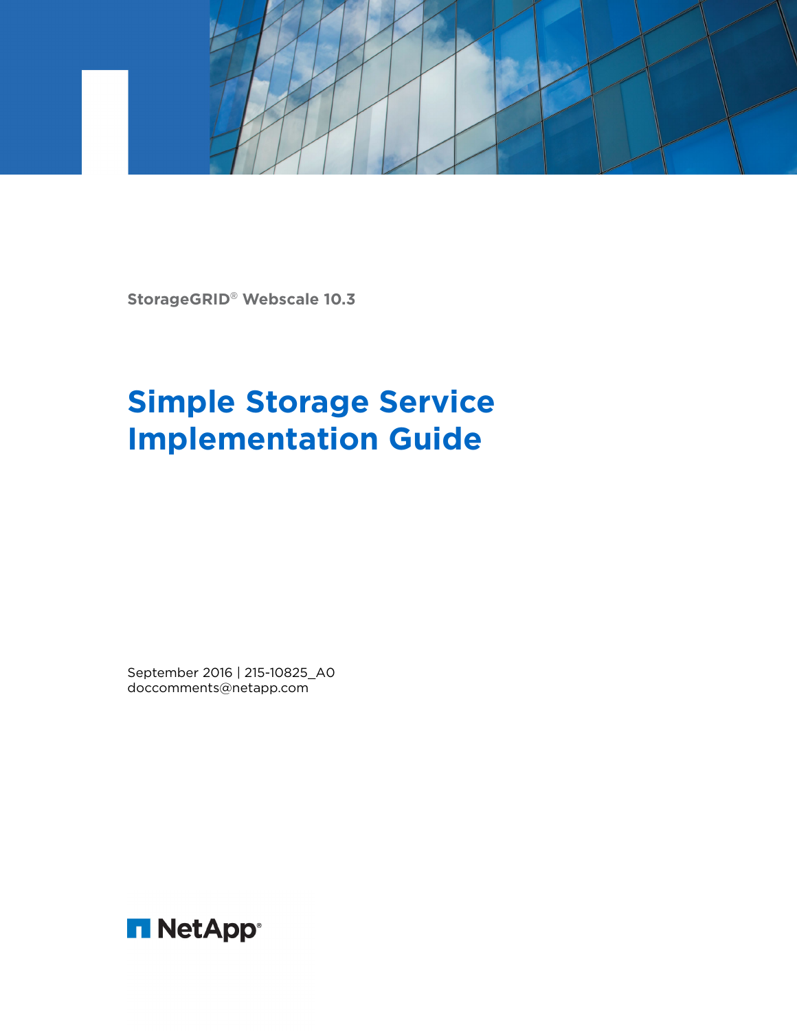StorageGRID® Webscale 10.3

# Simple Storage Service Implementation Guide

September 2016 | 215-10825_A0
doccomments@netapp.com

NetApp®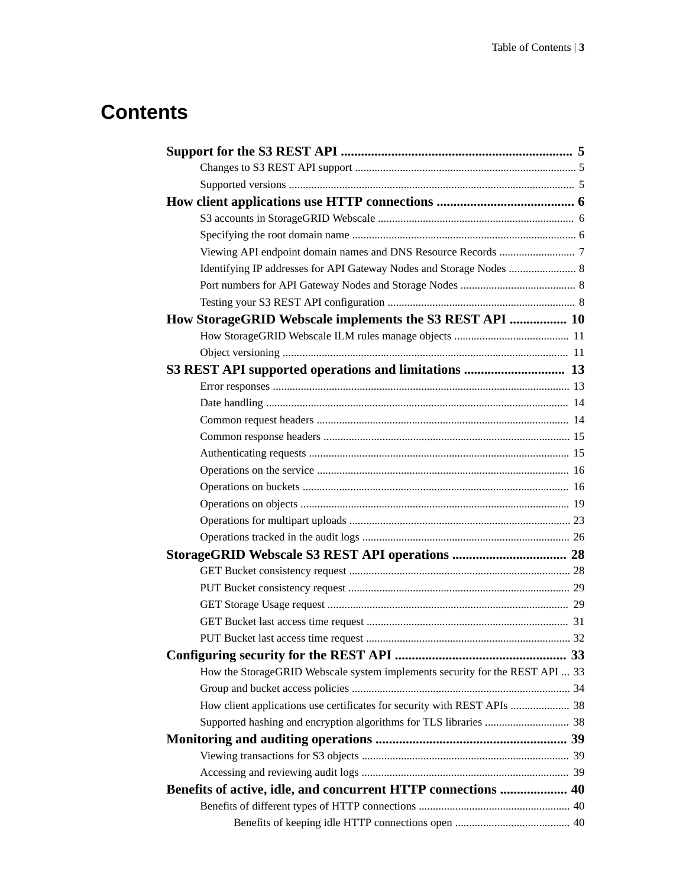# Contents

**Support for the S3 REST API** ..................................................................... **5**

- Changes to S3 REST API support ............................................................................... 5
- Supported versions ...................................................................................................... 5

**How client applications use HTTP connections** ......................................... **6**

- S3 accounts in StorageGRID Webscale ...................................................................... 6
- Specifying the root domain name ............................................................................... 6
- Viewing API endpoint domain names and DNS Resource Records ........................... 7
- Identifying IP addresses for API Gateway Nodes and Storage Nodes ........................ 8
- Port numbers for API Gateway Nodes and Storage Nodes ......................................... 8
- Testing your S3 REST API configuration ................................................................... 8

**How StorageGRID Webscale implements the S3 REST API** ................. **10**

- How StorageGRID Webscale ILM rules manage objects ......................................... 11
- Object versioning ...................................................................................................... 11

**S3 REST API supported operations and limitations** .............................. **13**

- Error responses .......................................................................................................... 13
- Date handling ............................................................................................................ 14
- Common request headers .......................................................................................... 14
- Common response headers ........................................................................................ 15
- Authenticating requests ............................................................................................. 15
- Operations on the service .......................................................................................... 16
- Operations on buckets ............................................................................................... 16
- Operations on objects ................................................................................................ 19
- Operations for multipart uploads ............................................................................... 23
- Operations tracked in the audit logs .......................................................................... 26

**StorageGRID Webscale S3 REST API operations** .................................. **28**

- GET Bucket consistency request ............................................................................... 28
- PUT Bucket consistency request ............................................................................... 29
- GET Storage Usage request ...................................................................................... 29
- GET Bucket last access time request ........................................................................ 31
- PUT Bucket last access time request ......................................................................... 32

**Configuring security for the REST API** ................................................... **33**

- How the StorageGRID Webscale system implements security for the REST API ... 33
- Group and bucket access policies .............................................................................. 34
- How client applications use certificates for security with REST APIs ..................... 38
- Supported hashing and encryption algorithms for TLS libraries .............................. 38

**Monitoring and auditing operations** ......................................................... **39**

- Viewing transactions for S3 objects .......................................................................... 39
- Accessing and reviewing audit logs .......................................................................... 39

**Benefits of active, idle, and concurrent HTTP connections** .................... **40**

- Benefits of different types of HTTP connections ...................................................... 40
  - Benefits of keeping idle HTTP connections open ......................................... 40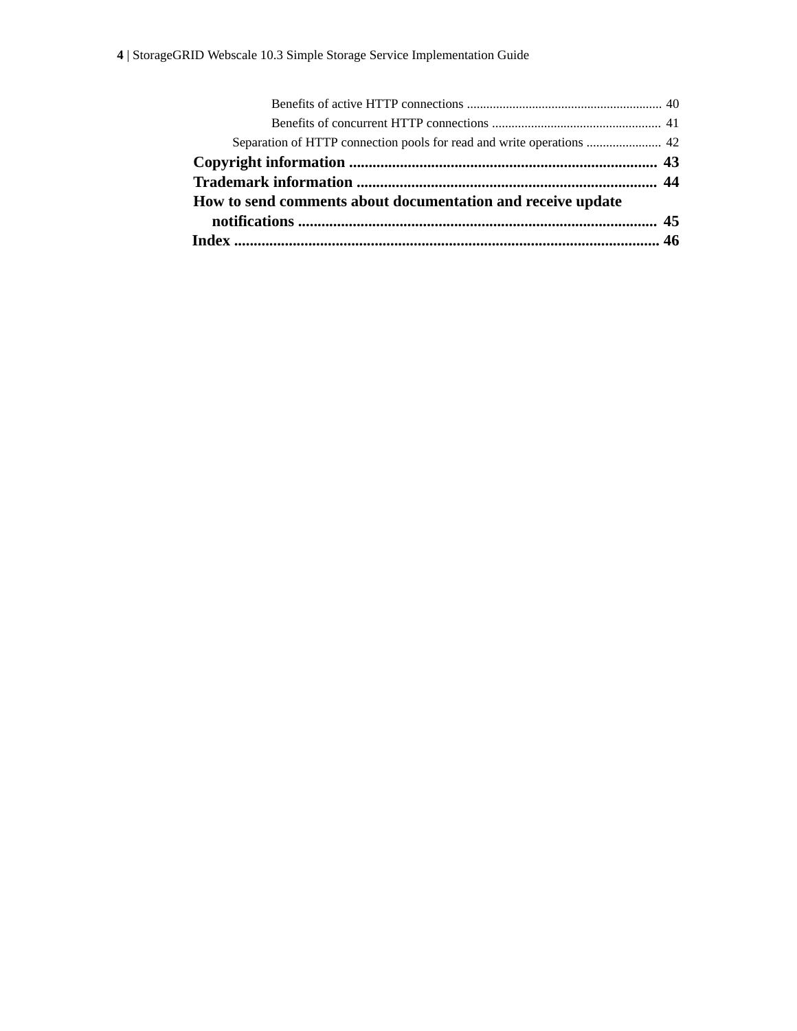Benefits of active HTTP connections ........................................................... 40

Benefits of concurrent HTTP connections ................................................... 41

Separation of HTTP connection pools for read and write operations ....................... 42

**Copyright information** .............................................................................. **43**

**Trademark information** ............................................................................ **44**

**How to send comments about documentation and receive update notifications** ........................................................................................... **45**

**Index** ........................................................................................................... **46**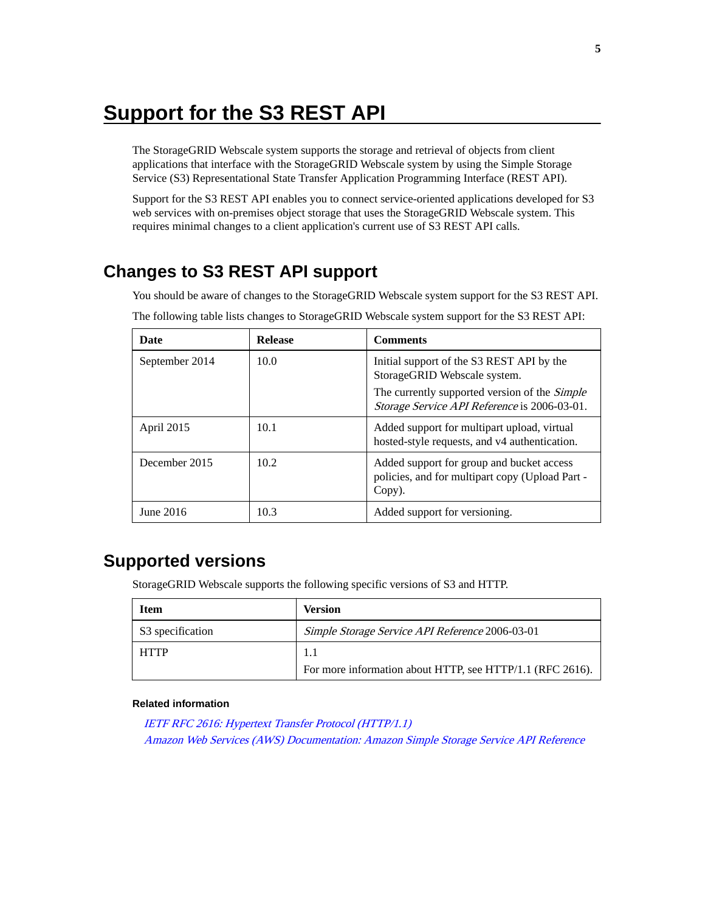# Support for the S3 REST API

The StorageGRID Webscale system supports the storage and retrieval of objects from client applications that interface with the StorageGRID Webscale system by using the Simple Storage Service (S3) Representational State Transfer Application Programming Interface (REST API).

Support for the S3 REST API enables you to connect service-oriented applications developed for S3 web services with on-premises object storage that uses the StorageGRID Webscale system. This requires minimal changes to a client application's current use of S3 REST API calls.

## Changes to S3 REST API support

You should be aware of changes to the StorageGRID Webscale system support for the S3 REST API.

The following table lists changes to StorageGRID Webscale system support for the S3 REST API:

| Date | Release | Comments |
|---|---|---|
| September 2014 | 10.0 | Initial support of the S3 REST API by the StorageGRID Webscale system.<br>The currently supported version of the *Simple Storage Service API Reference* is 2006-03-01. |
| April 2015 | 10.1 | Added support for multipart upload, virtual hosted-style requests, and v4 authentication. |
| December 2015 | 10.2 | Added support for group and bucket access policies, and for multipart copy (Upload Part - Copy). |
| June 2016 | 10.3 | Added support for versioning. |

## Supported versions

StorageGRID Webscale supports the following specific versions of S3 and HTTP.

| Item | Version |
|---|---|
| S3 specification | *Simple Storage Service API Reference* 2006-03-01 |
| HTTP | 1.1<br>For more information about HTTP, see HTTP/1.1 (RFC 2616). |

**Related information**

*IETF RFC 2616: Hypertext Transfer Protocol (HTTP/1.1)*
*Amazon Web Services (AWS) Documentation: Amazon Simple Storage Service API Reference*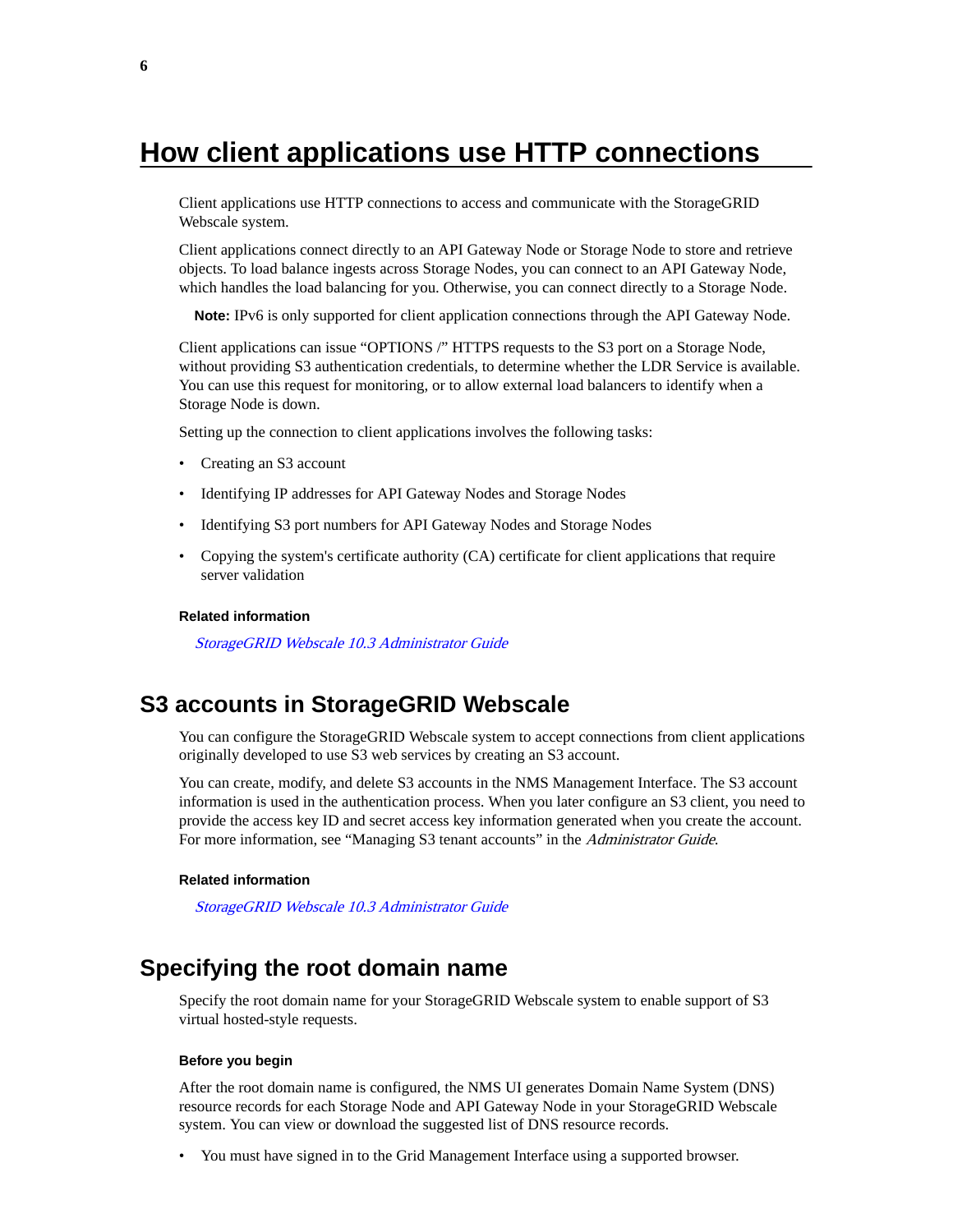# How client applications use HTTP connections

Client applications use HTTP connections to access and communicate with the StorageGRID Webscale system.

Client applications connect directly to an API Gateway Node or Storage Node to store and retrieve objects. To load balance ingests across Storage Nodes, you can connect to an API Gateway Node, which handles the load balancing for you. Otherwise, you can connect directly to a Storage Node.

**Note:** IPv6 is only supported for client application connections through the API Gateway Node.

Client applications can issue “OPTIONS /” HTTPS requests to the S3 port on a Storage Node, without providing S3 authentication credentials, to determine whether the LDR Service is available. You can use this request for monitoring, or to allow external load balancers to identify when a Storage Node is down.

Setting up the connection to client applications involves the following tasks:

- Creating an S3 account
- Identifying IP addresses for API Gateway Nodes and Storage Nodes
- Identifying S3 port numbers for API Gateway Nodes and Storage Nodes
- Copying the system's certificate authority (CA) certificate for client applications that require server validation

#### Related information

*StorageGRID Webscale 10.3 Administrator Guide*

## S3 accounts in StorageGRID Webscale

You can configure the StorageGRID Webscale system to accept connections from client applications originally developed to use S3 web services by creating an S3 account.

You can create, modify, and delete S3 accounts in the NMS Management Interface. The S3 account information is used in the authentication process. When you later configure an S3 client, you need to provide the access key ID and secret access key information generated when you create the account. For more information, see “Managing S3 tenant accounts” in the *Administrator Guide*.

#### Related information

*StorageGRID Webscale 10.3 Administrator Guide*

## Specifying the root domain name

Specify the root domain name for your StorageGRID Webscale system to enable support of S3 virtual hosted-style requests.

#### Before you begin

After the root domain name is configured, the NMS UI generates Domain Name System (DNS) resource records for each Storage Node and API Gateway Node in your StorageGRID Webscale system. You can view or download the suggested list of DNS resource records.

- You must have signed in to the Grid Management Interface using a supported browser.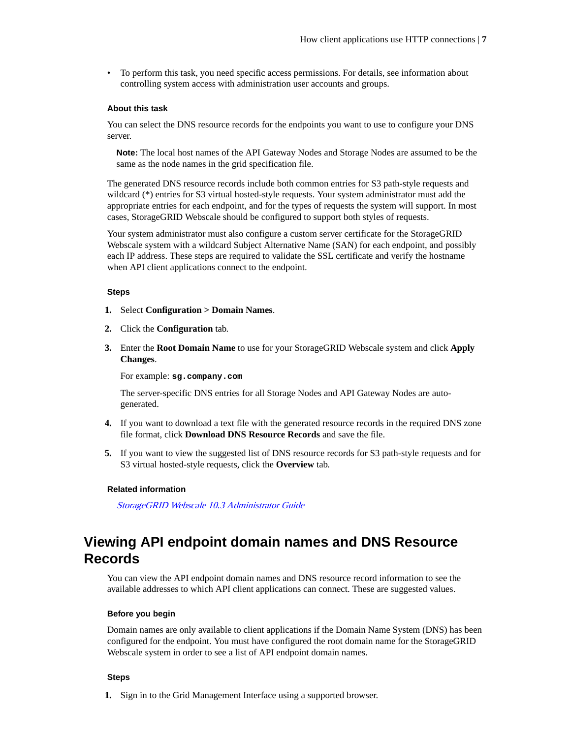- To perform this task, you need specific access permissions. For details, see information about controlling system access with administration user accounts and groups.

#### About this task

You can select the DNS resource records for the endpoints you want to use to configure your DNS server.

> **Note:** The local host names of the API Gateway Nodes and Storage Nodes are assumed to be the same as the node names in the grid specification file.

The generated DNS resource records include both common entries for S3 path-style requests and wildcard (*) entries for S3 virtual hosted-style requests. Your system administrator must add the appropriate entries for each endpoint, and for the types of requests the system will support. In most cases, StorageGRID Webscale should be configured to support both styles of requests.

Your system administrator must also configure a custom server certificate for the StorageGRID Webscale system with a wildcard Subject Alternative Name (SAN) for each endpoint, and possibly each IP address. These steps are required to validate the SSL certificate and verify the hostname when API client applications connect to the endpoint.

#### Steps

1. Select **Configuration > Domain Names**.
2. Click the **Configuration** tab.
3. Enter the **Root Domain Name** to use for your StorageGRID Webscale system and click **Apply Changes**.

   For example: `sg.company.com`

   The server-specific DNS entries for all Storage Nodes and API Gateway Nodes are auto-generated.
4. If you want to download a text file with the generated resource records in the required DNS zone file format, click **Download DNS Resource Records** and save the file.
5. If you want to view the suggested list of DNS resource records for S3 path-style requests and for S3 virtual hosted-style requests, click the **Overview** tab.

#### Related information

*StorageGRID Webscale 10.3 Administrator Guide*

## Viewing API endpoint domain names and DNS Resource Records

You can view the API endpoint domain names and DNS resource record information to see the available addresses to which API client applications can connect. These are suggested values.

#### Before you begin

Domain names are only available to client applications if the Domain Name System (DNS) has been configured for the endpoint. You must have configured the root domain name for the StorageGRID Webscale system in order to see a list of API endpoint domain names.

#### Steps

1. Sign in to the Grid Management Interface using a supported browser.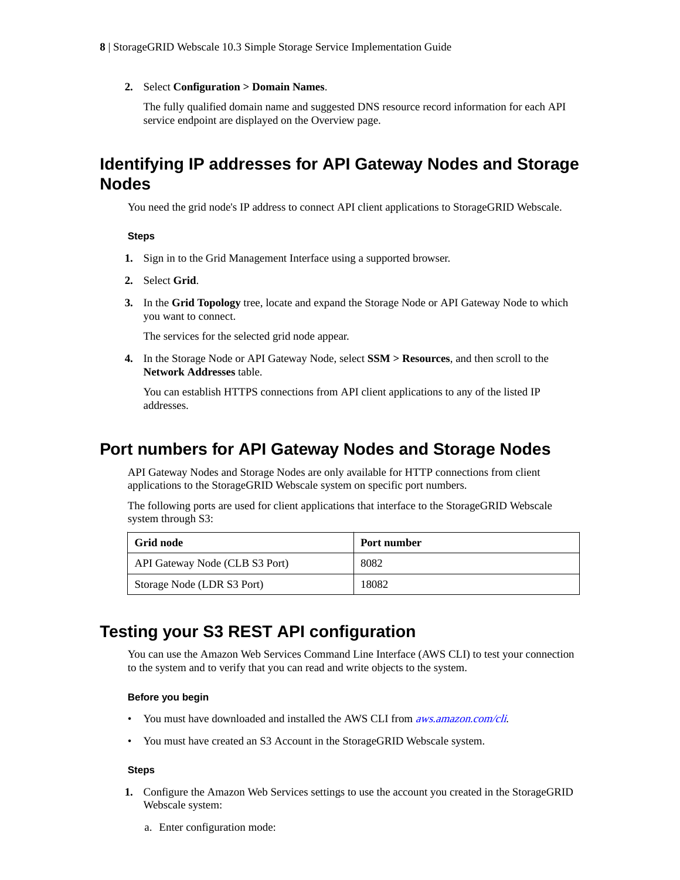2. Select **Configuration > Domain Names**.

   The fully qualified domain name and suggested DNS resource record information for each API service endpoint are displayed on the Overview page.

## Identifying IP addresses for API Gateway Nodes and Storage Nodes

You need the grid node's IP address to connect API client applications to StorageGRID Webscale.

#### Steps

1. Sign in to the Grid Management Interface using a supported browser.
2. Select **Grid**.
3. In the **Grid Topology** tree, locate and expand the Storage Node or API Gateway Node to which you want to connect.

   The services for the selected grid node appear.
4. In the Storage Node or API Gateway Node, select **SSM > Resources**, and then scroll to the **Network Addresses** table.

   You can establish HTTPS connections from API client applications to any of the listed IP addresses.

## Port numbers for API Gateway Nodes and Storage Nodes

API Gateway Nodes and Storage Nodes are only available for HTTP connections from client applications to the StorageGRID Webscale system on specific port numbers.

The following ports are used for client applications that interface to the StorageGRID Webscale system through S3:

| Grid node | Port number |
|---|---|
| API Gateway Node (CLB S3 Port) | 8082 |
| Storage Node (LDR S3 Port) | 18082 |

## Testing your S3 REST API configuration

You can use the Amazon Web Services Command Line Interface (AWS CLI) to test your connection to the system and to verify that you can read and write objects to the system.

#### Before you begin

- You must have downloaded and installed the AWS CLI from *aws.amazon.com/cli*.
- You must have created an S3 Account in the StorageGRID Webscale system.

#### Steps

1. Configure the Amazon Web Services settings to use the account you created in the StorageGRID Webscale system:

   a. Enter configuration mode: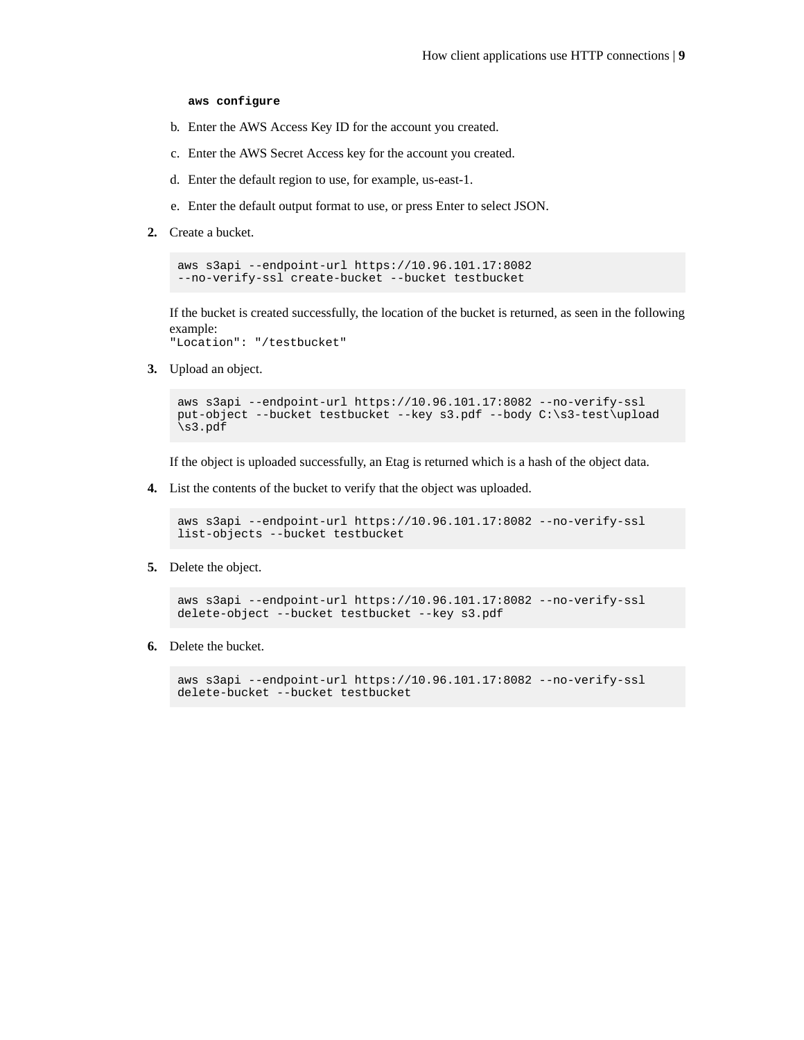```
aws configure
```

b. Enter the AWS Access Key ID for the account you created.

c. Enter the AWS Secret Access key for the account you created.

d. Enter the default region to use, for example, us-east-1.

e. Enter the default output format to use, or press Enter to select JSON.

2. Create a bucket.

```
aws s3api --endpoint-url https://10.96.101.17:8082
--no-verify-ssl create-bucket --bucket testbucket
```

If the bucket is created successfully, the location of the bucket is returned, as seen in the following example:
`"Location": "/testbucket"`

3. Upload an object.

```
aws s3api --endpoint-url https://10.96.101.17:8082 --no-verify-ssl
put-object --bucket testbucket --key s3.pdf --body C:\s3-test\upload
\s3.pdf
```

If the object is uploaded successfully, an Etag is returned which is a hash of the object data.

4. List the contents of the bucket to verify that the object was uploaded.

```
aws s3api --endpoint-url https://10.96.101.17:8082 --no-verify-ssl
list-objects --bucket testbucket
```

5. Delete the object.

```
aws s3api --endpoint-url https://10.96.101.17:8082 --no-verify-ssl
delete-object --bucket testbucket --key s3.pdf
```

6. Delete the bucket.

```
aws s3api --endpoint-url https://10.96.101.17:8082 --no-verify-ssl
delete-bucket --bucket testbucket
```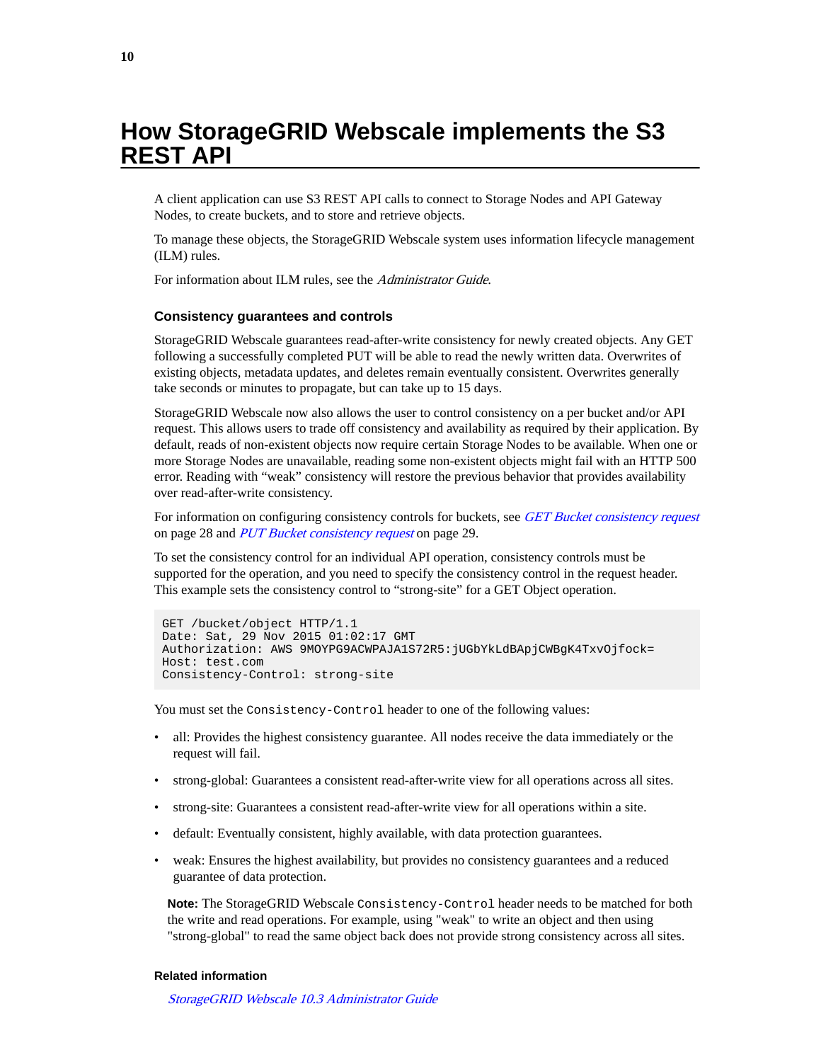# How StorageGRID Webscale implements the S3 REST API

A client application can use S3 REST API calls to connect to Storage Nodes and API Gateway Nodes, to create buckets, and to store and retrieve objects.

To manage these objects, the StorageGRID Webscale system uses information lifecycle management (ILM) rules.

For information about ILM rules, see the *Administrator Guide*.

### Consistency guarantees and controls

StorageGRID Webscale guarantees read-after-write consistency for newly created objects. Any GET following a successfully completed PUT will be able to read the newly written data. Overwrites of existing objects, metadata updates, and deletes remain eventually consistent. Overwrites generally take seconds or minutes to propagate, but can take up to 15 days.

StorageGRID Webscale now also allows the user to control consistency on a per bucket and/or API request. This allows users to trade off consistency and availability as required by their application. By default, reads of non-existent objects now require certain Storage Nodes to be available. When one or more Storage Nodes are unavailable, reading some non-existent objects might fail with an HTTP 500 error. Reading with “weak” consistency will restore the previous behavior that provides availability over read-after-write consistency.

For information on configuring consistency controls for buckets, see *GET Bucket consistency request* on page 28 and *PUT Bucket consistency request* on page 29.

To set the consistency control for an individual API operation, consistency controls must be supported for the operation, and you need to specify the consistency control in the request header. This example sets the consistency control to “strong-site” for a GET Object operation.

```
GET /bucket/object HTTP/1.1
Date: Sat, 29 Nov 2015 01:02:17 GMT
Authorization: AWS 9MOYPG9ACWPAJA1S72R5:jUGbYkLdBApjCWBgK4TxvOjfock=
Host: test.com
Consistency-Control: strong-site
```

You must set the `Consistency-Control` header to one of the following values:

- all: Provides the highest consistency guarantee. All nodes receive the data immediately or the request will fail.
- strong-global: Guarantees a consistent read-after-write view for all operations across all sites.
- strong-site: Guarantees a consistent read-after-write view for all operations within a site.
- default: Eventually consistent, highly available, with data protection guarantees.
- weak: Ensures the highest availability, but provides no consistency guarantees and a reduced guarantee of data protection.

**Note:** The StorageGRID Webscale `Consistency-Control` header needs to be matched for both the write and read operations. For example, using "weak" to write an object and then using "strong-global" to read the same object back does not provide strong consistency across all sites.

#### Related information

*StorageGRID Webscale 10.3 Administrator Guide*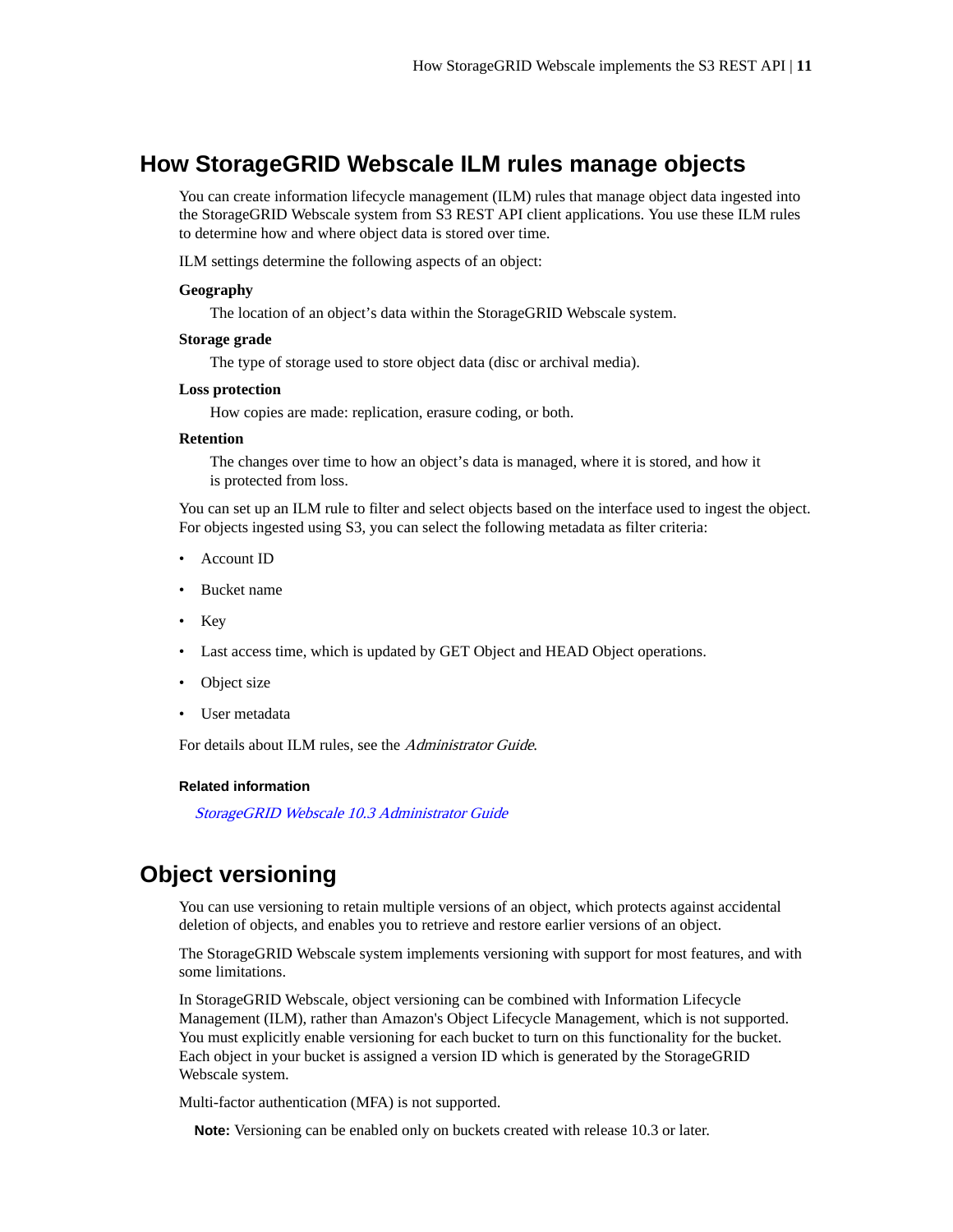## How StorageGRID Webscale ILM rules manage objects

You can create information lifecycle management (ILM) rules that manage object data ingested into the StorageGRID Webscale system from S3 REST API client applications. You use these ILM rules to determine how and where object data is stored over time.

ILM settings determine the following aspects of an object:

**Geography**
: The location of an object's data within the StorageGRID Webscale system.

**Storage grade**
: The type of storage used to store object data (disc or archival media).

**Loss protection**
: How copies are made: replication, erasure coding, or both.

**Retention**
: The changes over time to how an object's data is managed, where it is stored, and how it is protected from loss.

You can set up an ILM rule to filter and select objects based on the interface used to ingest the object. For objects ingested using S3, you can select the following metadata as filter criteria:

- Account ID
- Bucket name
- Key
- Last access time, which is updated by GET Object and HEAD Object operations.
- Object size
- User metadata

For details about ILM rules, see the *Administrator Guide*.

#### Related information

*StorageGRID Webscale 10.3 Administrator Guide*

## Object versioning

You can use versioning to retain multiple versions of an object, which protects against accidental deletion of objects, and enables you to retrieve and restore earlier versions of an object.

The StorageGRID Webscale system implements versioning with support for most features, and with some limitations.

In StorageGRID Webscale, object versioning can be combined with Information Lifecycle Management (ILM), rather than Amazon's Object Lifecycle Management, which is not supported. You must explicitly enable versioning for each bucket to turn on this functionality for the bucket. Each object in your bucket is assigned a version ID which is generated by the StorageGRID Webscale system.

Multi-factor authentication (MFA) is not supported.

**Note:** Versioning can be enabled only on buckets created with release 10.3 or later.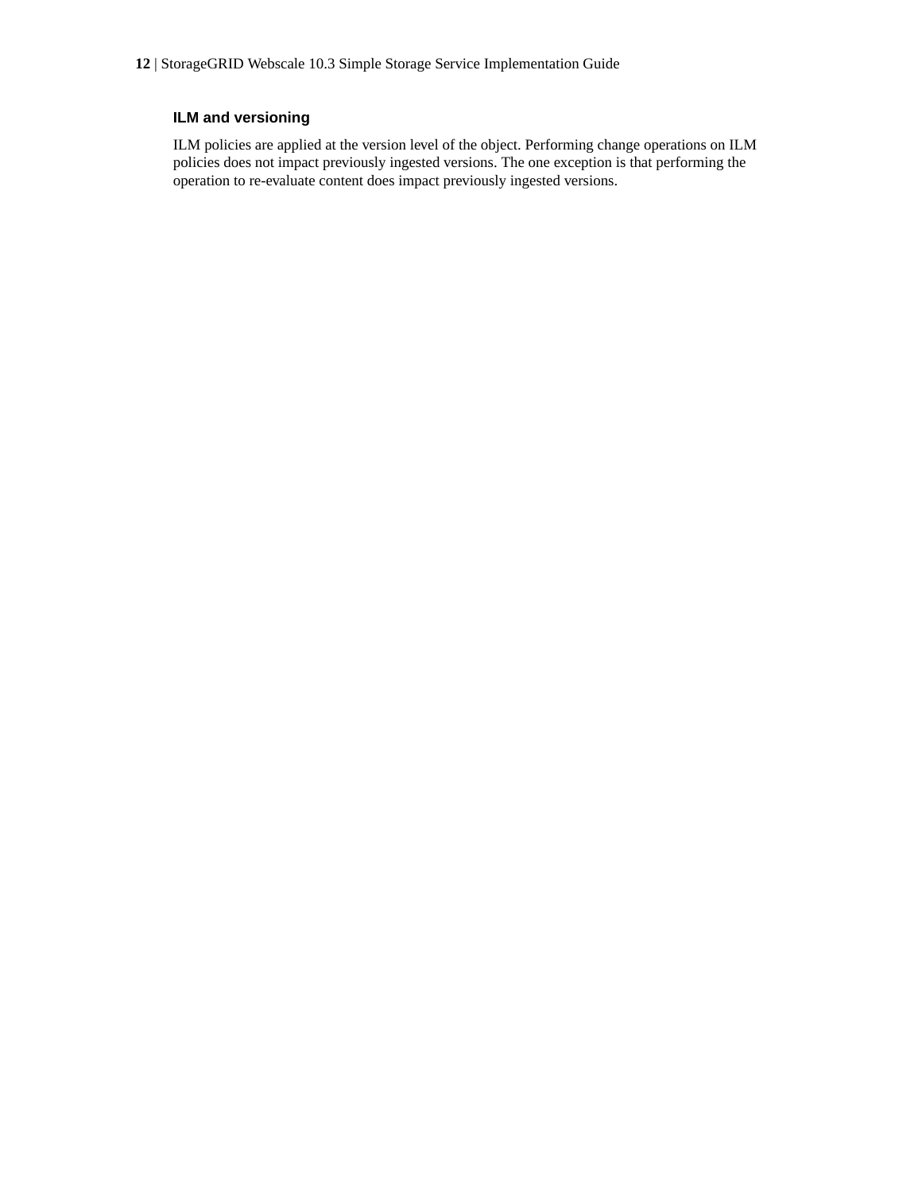### ILM and versioning

ILM policies are applied at the version level of the object. Performing change operations on ILM policies does not impact previously ingested versions. The one exception is that performing the operation to re-evaluate content does impact previously ingested versions.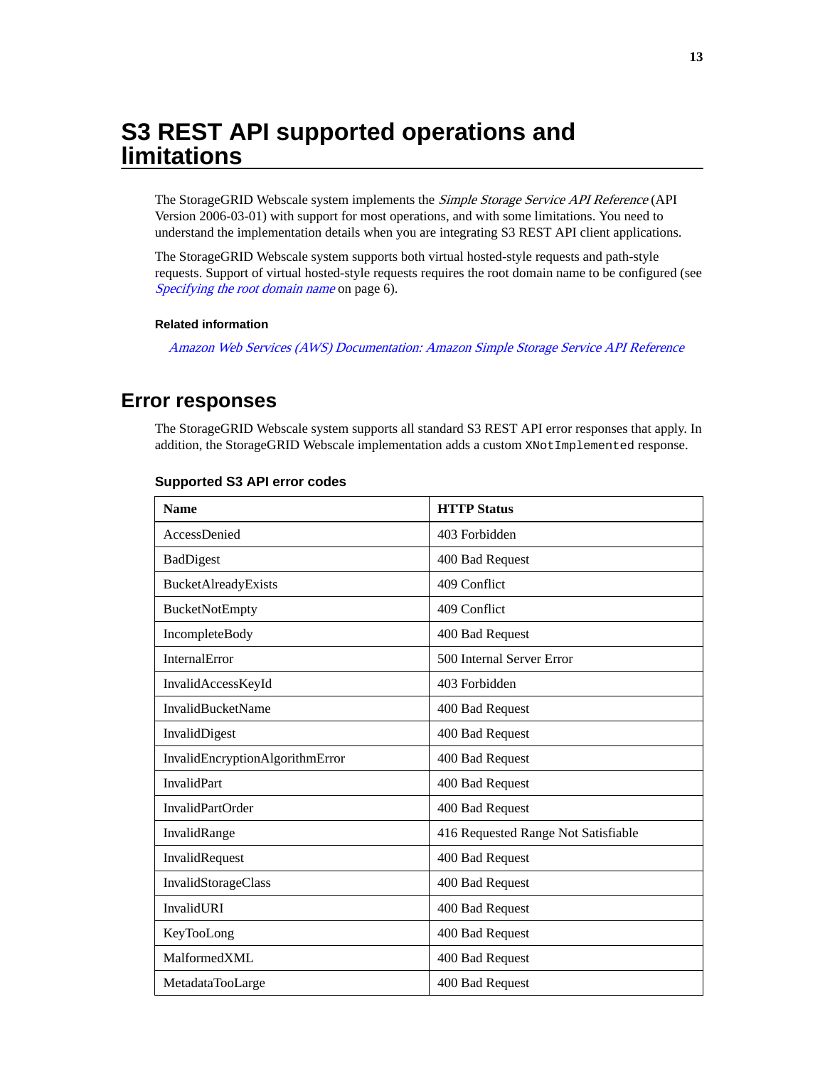# S3 REST API supported operations and limitations

The StorageGRID Webscale system implements the *Simple Storage Service API Reference* (API Version 2006-03-01) with support for most operations, and with some limitations. You need to understand the implementation details when you are integrating S3 REST API client applications.

The StorageGRID Webscale system supports both virtual hosted-style requests and path-style requests. Support of virtual hosted-style requests requires the root domain name to be configured (see *Specifying the root domain name* on page 6).

#### Related information

*Amazon Web Services (AWS) Documentation: Amazon Simple Storage Service API Reference*

## Error responses

The StorageGRID Webscale system supports all standard S3 REST API error responses that apply. In addition, the StorageGRID Webscale implementation adds a custom `XNotImplemented` response.

#### Supported S3 API error codes

| Name | HTTP Status |
|---|---|
| AccessDenied | 403 Forbidden |
| BadDigest | 400 Bad Request |
| BucketAlreadyExists | 409 Conflict |
| BucketNotEmpty | 409 Conflict |
| IncompleteBody | 400 Bad Request |
| InternalError | 500 Internal Server Error |
| InvalidAccessKeyId | 403 Forbidden |
| InvalidBucketName | 400 Bad Request |
| InvalidDigest | 400 Bad Request |
| InvalidEncryptionAlgorithmError | 400 Bad Request |
| InvalidPart | 400 Bad Request |
| InvalidPartOrder | 400 Bad Request |
| InvalidRange | 416 Requested Range Not Satisfiable |
| InvalidRequest | 400 Bad Request |
| InvalidStorageClass | 400 Bad Request |
| InvalidURI | 400 Bad Request |
| KeyTooLong | 400 Bad Request |
| MalformedXML | 400 Bad Request |
| MetadataTooLarge | 400 Bad Request |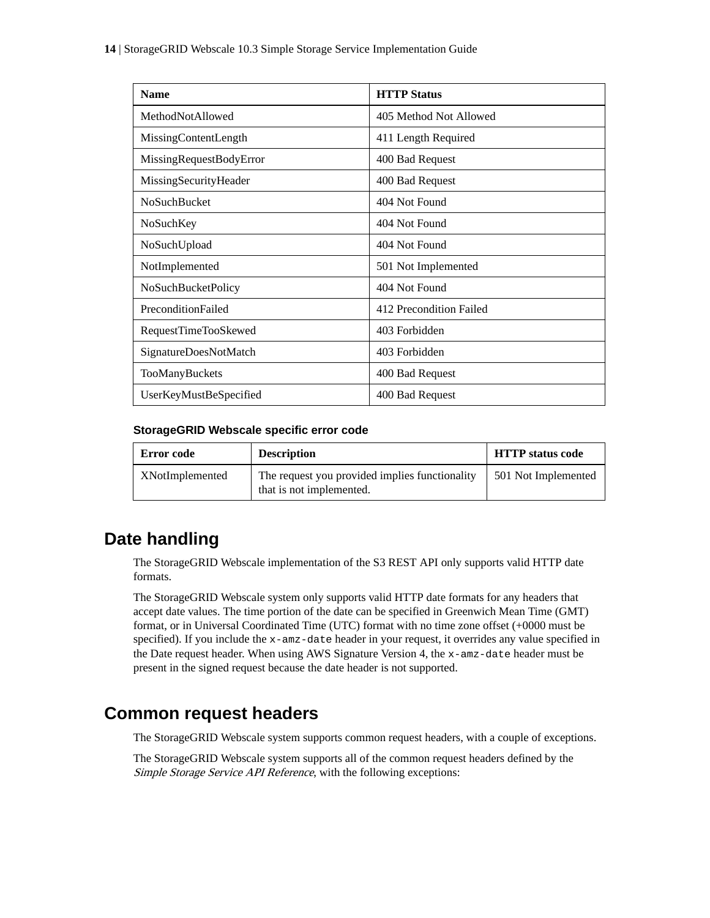| Name | HTTP Status |
|---|---|
| MethodNotAllowed | 405 Method Not Allowed |
| MissingContentLength | 411 Length Required |
| MissingRequestBodyError | 400 Bad Request |
| MissingSecurityHeader | 400 Bad Request |
| NoSuchBucket | 404 Not Found |
| NoSuchKey | 404 Not Found |
| NoSuchUpload | 404 Not Found |
| NotImplemented | 501 Not Implemented |
| NoSuchBucketPolicy | 404 Not Found |
| PreconditionFailed | 412 Precondition Failed |
| RequestTimeTooSkewed | 403 Forbidden |
| SignatureDoesNotMatch | 403 Forbidden |
| TooManyBuckets | 400 Bad Request |
| UserKeyMustBeSpecified | 400 Bad Request |

### StorageGRID Webscale specific error code

| Error code | Description | HTTP status code |
|---|---|---|
| XNotImplemented | The request you provided implies functionality that is not implemented. | 501 Not Implemented |

## Date handling

The StorageGRID Webscale implementation of the S3 REST API only supports valid HTTP date formats.

The StorageGRID Webscale system only supports valid HTTP date formats for any headers that accept date values. The time portion of the date can be specified in Greenwich Mean Time (GMT) format, or in Universal Coordinated Time (UTC) format with no time zone offset (+0000 must be specified). If you include the `x-amz-date` header in your request, it overrides any value specified in the Date request header. When using AWS Signature Version 4, the `x-amz-date` header must be present in the signed request because the date header is not supported.

## Common request headers

The StorageGRID Webscale system supports common request headers, with a couple of exceptions.

The StorageGRID Webscale system supports all of the common request headers defined by the *Simple Storage Service API Reference*, with the following exceptions: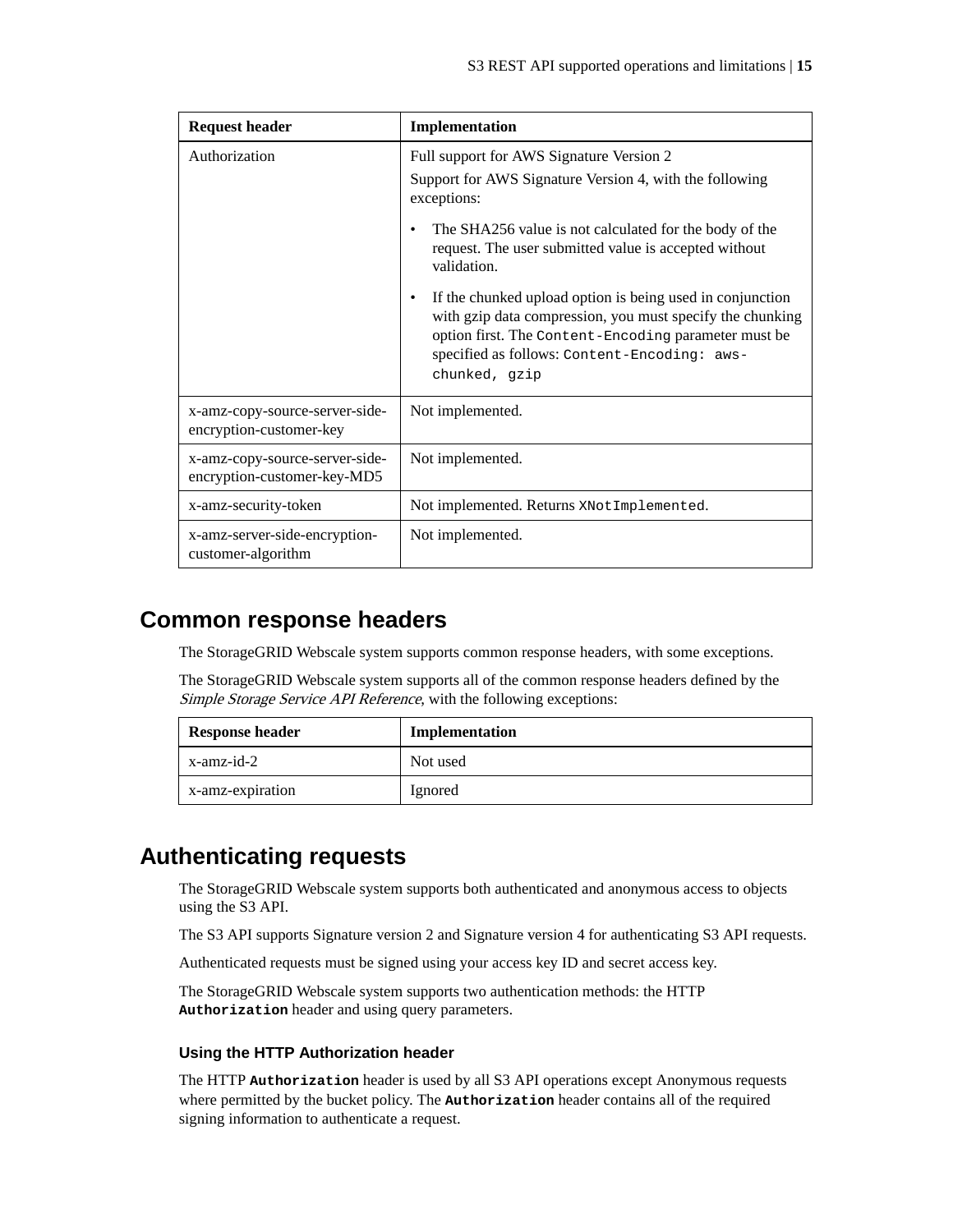| Request header | Implementation |
| --- | --- |
| Authorization | Full support for AWS Signature Version 2<br>Support for AWS Signature Version 4, with the following exceptions:<br>• The SHA256 value is not calculated for the body of the request. The user submitted value is accepted without validation.<br>• If the chunked upload option is being used in conjunction with gzip data compression, you must specify the chunking option first. The `Content-Encoding` parameter must be specified as follows: `Content-Encoding: aws-chunked, gzip` |
| x-amz-copy-source-server-side-encryption-customer-key | Not implemented. |
| x-amz-copy-source-server-side-encryption-customer-key-MD5 | Not implemented. |
| x-amz-security-token | Not implemented. Returns `XNotImplemented`. |
| x-amz-server-side-encryption-customer-algorithm | Not implemented. |

## Common response headers

The StorageGRID Webscale system supports common response headers, with some exceptions.

The StorageGRID Webscale system supports all of the common response headers defined by the *Simple Storage Service API Reference*, with the following exceptions:

| Response header | Implementation |
| --- | --- |
| x-amz-id-2 | Not used |
| x-amz-expiration | Ignored |

## Authenticating requests

The StorageGRID Webscale system supports both authenticated and anonymous access to objects using the S3 API.

The S3 API supports Signature version 2 and Signature version 4 for authenticating S3 API requests.

Authenticated requests must be signed using your access key ID and secret access key.

The StorageGRID Webscale system supports two authentication methods: the HTTP **`Authorization`** header and using query parameters.

### Using the HTTP Authorization header

The HTTP **`Authorization`** header is used by all S3 API operations except Anonymous requests where permitted by the bucket policy. The **`Authorization`** header contains all of the required signing information to authenticate a request.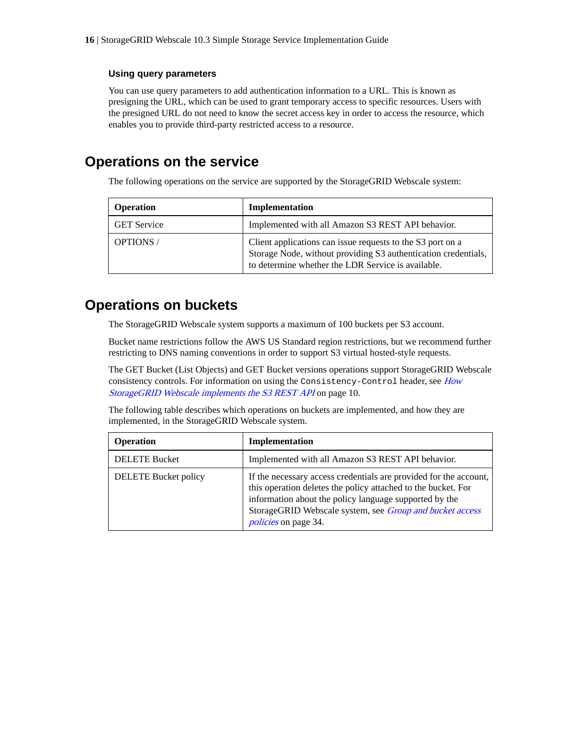### Using query parameters

You can use query parameters to add authentication information to a URL. This is known as presigning the URL, which can be used to grant temporary access to specific resources. Users with the presigned URL do not need to know the secret access key in order to access the resource, which enables you to provide third-party restricted access to a resource.

## Operations on the service

The following operations on the service are supported by the StorageGRID Webscale system:

| Operation | Implementation |
|---|---|
| GET Service | Implemented with all Amazon S3 REST API behavior. |
| OPTIONS / | Client applications can issue requests to the S3 port on a Storage Node, without providing S3 authentication credentials, to determine whether the LDR Service is available. |

## Operations on buckets

The StorageGRID Webscale system supports a maximum of 100 buckets per S3 account.

Bucket name restrictions follow the AWS US Standard region restrictions, but we recommend further restricting to DNS naming conventions in order to support S3 virtual hosted-style requests.

The GET Bucket (List Objects) and GET Bucket versions operations support StorageGRID Webscale consistency controls. For information on using the `Consistency-Control` header, see *How StorageGRID Webscale implements the S3 REST API* on page 10.

The following table describes which operations on buckets are implemented, and how they are implemented, in the StorageGRID Webscale system.

| Operation | Implementation |
|---|---|
| DELETE Bucket | Implemented with all Amazon S3 REST API behavior. |
| DELETE Bucket policy | If the necessary access credentials are provided for the account, this operation deletes the policy attached to the bucket. For information about the policy language supported by the StorageGRID Webscale system, see *Group and bucket access policies* on page 34. |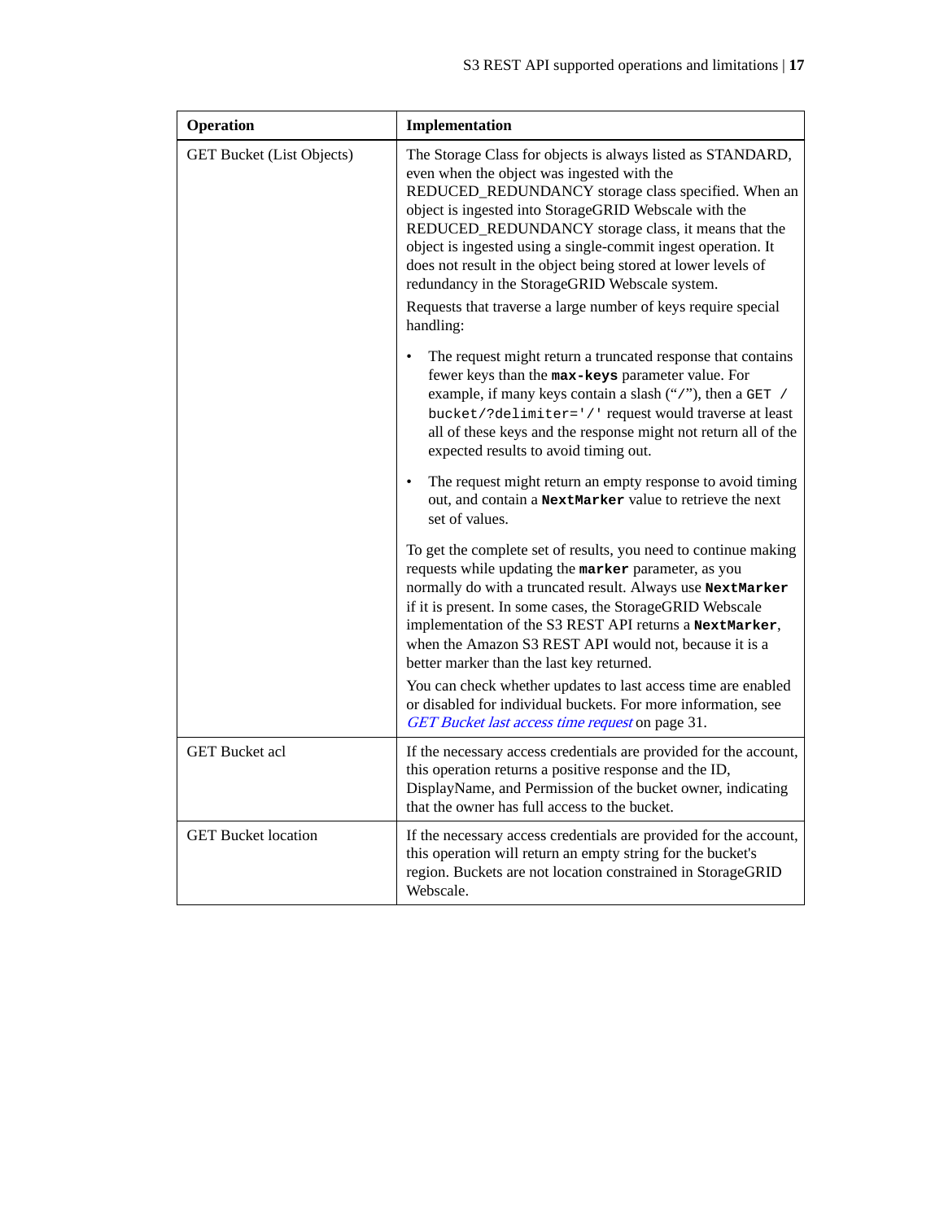| Operation | Implementation |
| --- | --- |
| GET Bucket (List Objects) | The Storage Class for objects is always listed as STANDARD, even when the object was ingested with the REDUCED_REDUNDANCY storage class specified. When an object is ingested into StorageGRID Webscale with the REDUCED_REDUNDANCY storage class, it means that the object is ingested using a single-commit ingest operation. It does not result in the object being stored at lower levels of redundancy in the StorageGRID Webscale system.<br><br>Requests that traverse a large number of keys require special handling:<br><br>• The request might return a truncated response that contains fewer keys than the **`max-keys`** parameter value. For example, if many keys contain a slash ("`/`"), then a `GET /bucket/?delimiter='/'` request would traverse at least all of these keys and the response might not return all of the expected results to avoid timing out.<br><br>• The request might return an empty response to avoid timing out, and contain a **`NextMarker`** value to retrieve the next set of values.<br><br>To get the complete set of results, you need to continue making requests while updating the **`marker`** parameter, as you normally do with a truncated result. Always use **`NextMarker`** if it is present. In some cases, the StorageGRID Webscale implementation of the S3 REST API returns a **`NextMarker`**, when the Amazon S3 REST API would not, because it is a better marker than the last key returned.<br><br>You can check whether updates to last access time are enabled or disabled for individual buckets. For more information, see *GET Bucket last access time request* on page 31. |
| GET Bucket acl | If the necessary access credentials are provided for the account, this operation returns a positive response and the ID, DisplayName, and Permission of the bucket owner, indicating that the owner has full access to the bucket. |
| GET Bucket location | If the necessary access credentials are provided for the account, this operation will return an empty string for the bucket's region. Buckets are not location constrained in StorageGRID Webscale. |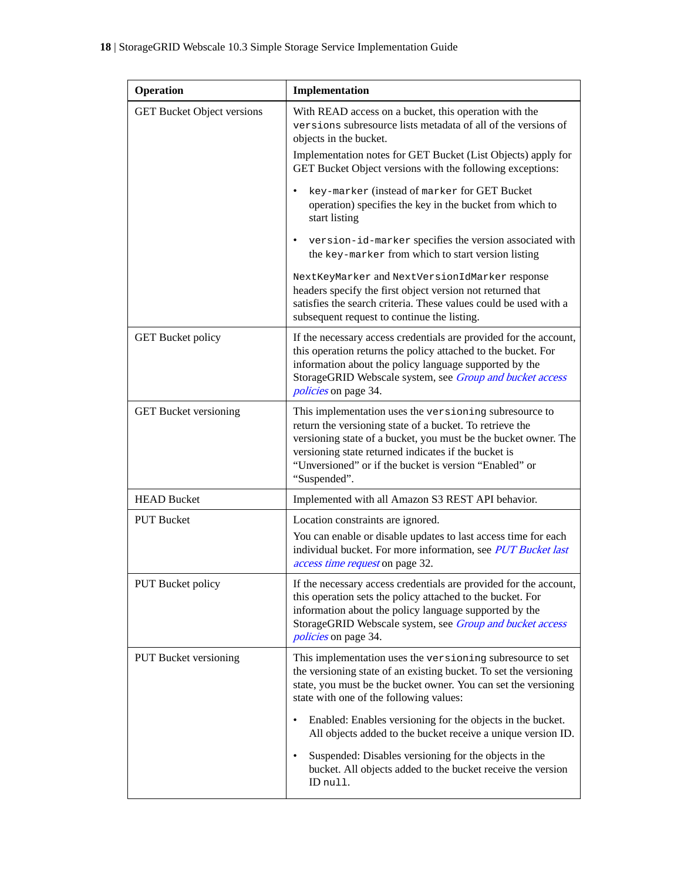| Operation | Implementation |
| --- | --- |
| GET Bucket Object versions | With READ access on a bucket, this operation with the `versions` subresource lists metadata of all of the versions of objects in the bucket.<br><br>Implementation notes for GET Bucket (List Objects) apply for GET Bucket Object versions with the following exceptions:<br><br>• `key-marker` (instead of `marker` for GET Bucket operation) specifies the key in the bucket from which to start listing<br><br>• `version-id-marker` specifies the version associated with the `key-marker` from which to start version listing<br><br>`NextKeyMarker` and `NextVersionIdMarker` response headers specify the first object version not returned that satisfies the search criteria. These values could be used with a subsequent request to continue the listing. |
| GET Bucket policy | If the necessary access credentials are provided for the account, this operation returns the policy attached to the bucket. For information about the policy language supported by the StorageGRID Webscale system, see *Group and bucket access policies* on page 34. |
| GET Bucket versioning | This implementation uses the `versioning` subresource to return the versioning state of a bucket. To retrieve the versioning state of a bucket, you must be the bucket owner. The versioning state returned indicates if the bucket is “Unversioned” or if the bucket is version “Enabled” or “Suspended”. |
| HEAD Bucket | Implemented with all Amazon S3 REST API behavior. |
| PUT Bucket | Location constraints are ignored.<br><br>You can enable or disable updates to last access time for each individual bucket. For more information, see *PUT Bucket last access time request* on page 32. |
| PUT Bucket policy | If the necessary access credentials are provided for the account, this operation sets the policy attached to the bucket. For information about the policy language supported by the StorageGRID Webscale system, see *Group and bucket access policies* on page 34. |
| PUT Bucket versioning | This implementation uses the `versioning` subresource to set the versioning state of an existing bucket. To set the versioning state, you must be the bucket owner. You can set the versioning state with one of the following values:<br><br>• Enabled: Enables versioning for the objects in the bucket. All objects added to the bucket receive a unique version ID.<br><br>• Suspended: Disables versioning for the objects in the bucket. All objects added to the bucket receive the version ID `null`. |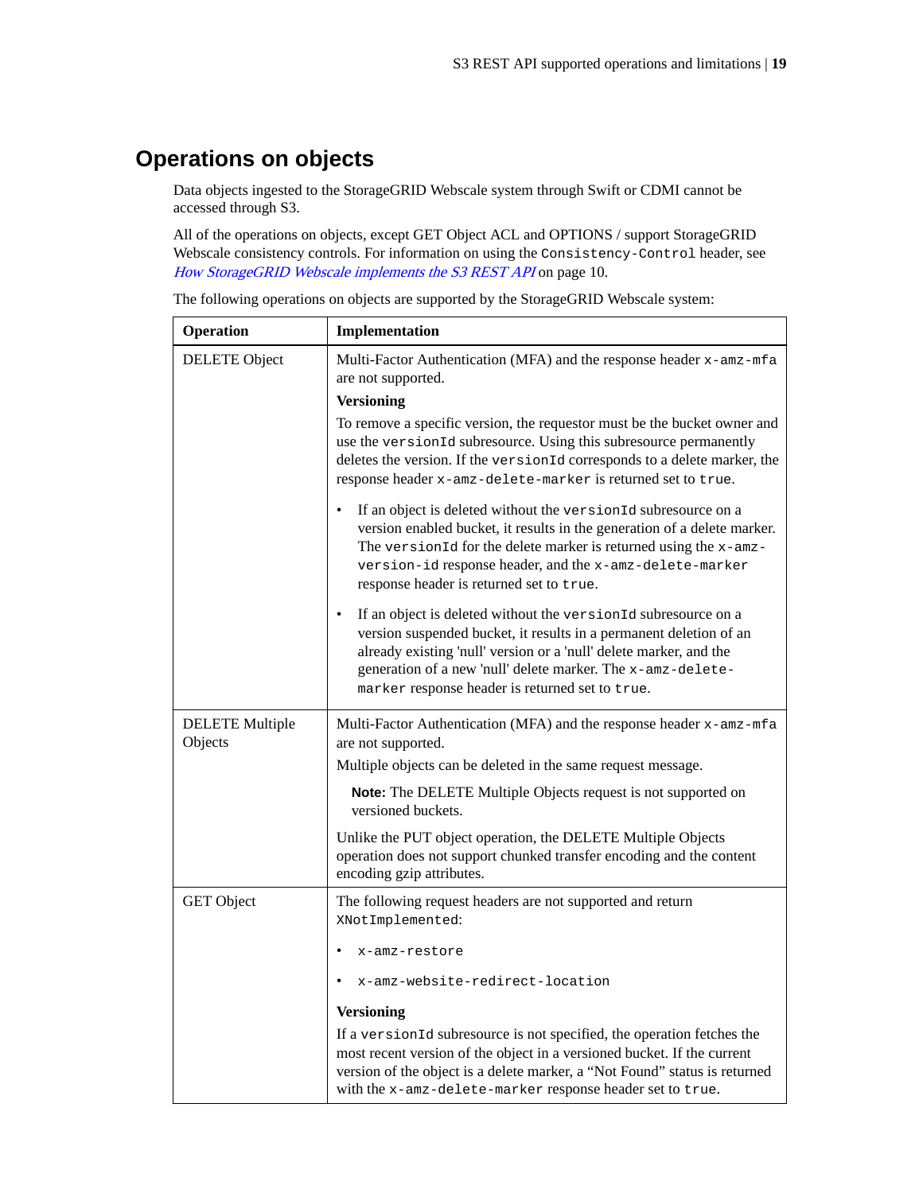## Operations on objects

Data objects ingested to the StorageGRID Webscale system through Swift or CDMI cannot be accessed through S3.

All of the operations on objects, except GET Object ACL and OPTIONS / support StorageGRID Webscale consistency controls. For information on using the `Consistency-Control` header, see *How StorageGRID Webscale implements the S3 REST API* on page 10.

The following operations on objects are supported by the StorageGRID Webscale system:

| Operation | Implementation |
|---|---|
| DELETE Object | Multi-Factor Authentication (MFA) and the response header `x-amz-mfa` are not supported.<br><br>**Versioning**<br><br>To remove a specific version, the requestor must be the bucket owner and use the `versionId` subresource. Using this subresource permanently deletes the version. If the `versionId` corresponds to a delete marker, the response header `x-amz-delete-marker` is returned set to `true`.<br><br>• If an object is deleted without the `versionId` subresource on a version enabled bucket, it results in the generation of a delete marker. The `versionId` for the delete marker is returned using the `x-amz-version-id` response header, and the `x-amz-delete-marker` response header is returned set to `true`.<br><br>• If an object is deleted without the `versionId` subresource on a version suspended bucket, it results in a permanent deletion of an already existing 'null' version or a 'null' delete marker, and the generation of a new 'null' delete marker. The `x-amz-delete-marker` response header is returned set to `true`. |
| DELETE Multiple Objects | Multi-Factor Authentication (MFA) and the response header `x-amz-mfa` are not supported.<br><br>Multiple objects can be deleted in the same request message.<br><br>**Note:** The DELETE Multiple Objects request is not supported on versioned buckets.<br><br>Unlike the PUT object operation, the DELETE Multiple Objects operation does not support chunked transfer encoding and the content encoding gzip attributes. |
| GET Object | The following request headers are not supported and return `XNotImplemented`:<br><br>• `x-amz-restore`<br><br>• `x-amz-website-redirect-location`<br><br>**Versioning**<br><br>If a `versionId` subresource is not specified, the operation fetches the most recent version of the object in a versioned bucket. If the current version of the object is a delete marker, a "Not Found" status is returned with the `x-amz-delete-marker` response header set to `true`. |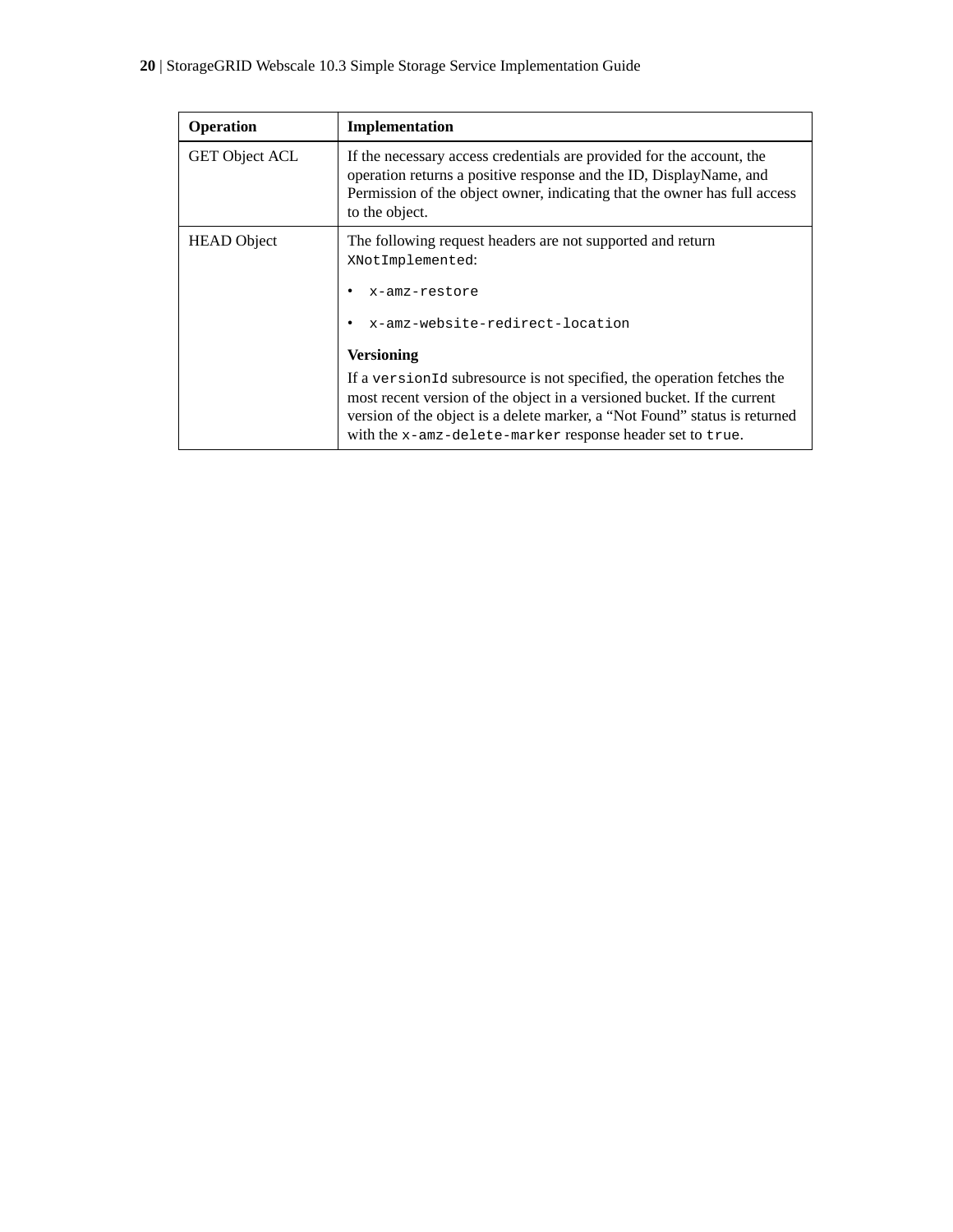| Operation | Implementation |
|---|---|
| GET Object ACL | If the necessary access credentials are provided for the account, the operation returns a positive response and the ID, DisplayName, and Permission of the object owner, indicating that the owner has full access to the object. |
| HEAD Object | The following request headers are not supported and return `XNotImplemented`:<br><br>• `x-amz-restore`<br><br>• `x-amz-website-redirect-location`<br><br>**Versioning**<br><br>If a `versionId` subresource is not specified, the operation fetches the most recent version of the object in a versioned bucket. If the current version of the object is a delete marker, a “Not Found” status is returned with the `x-amz-delete-marker` response header set to `true`. |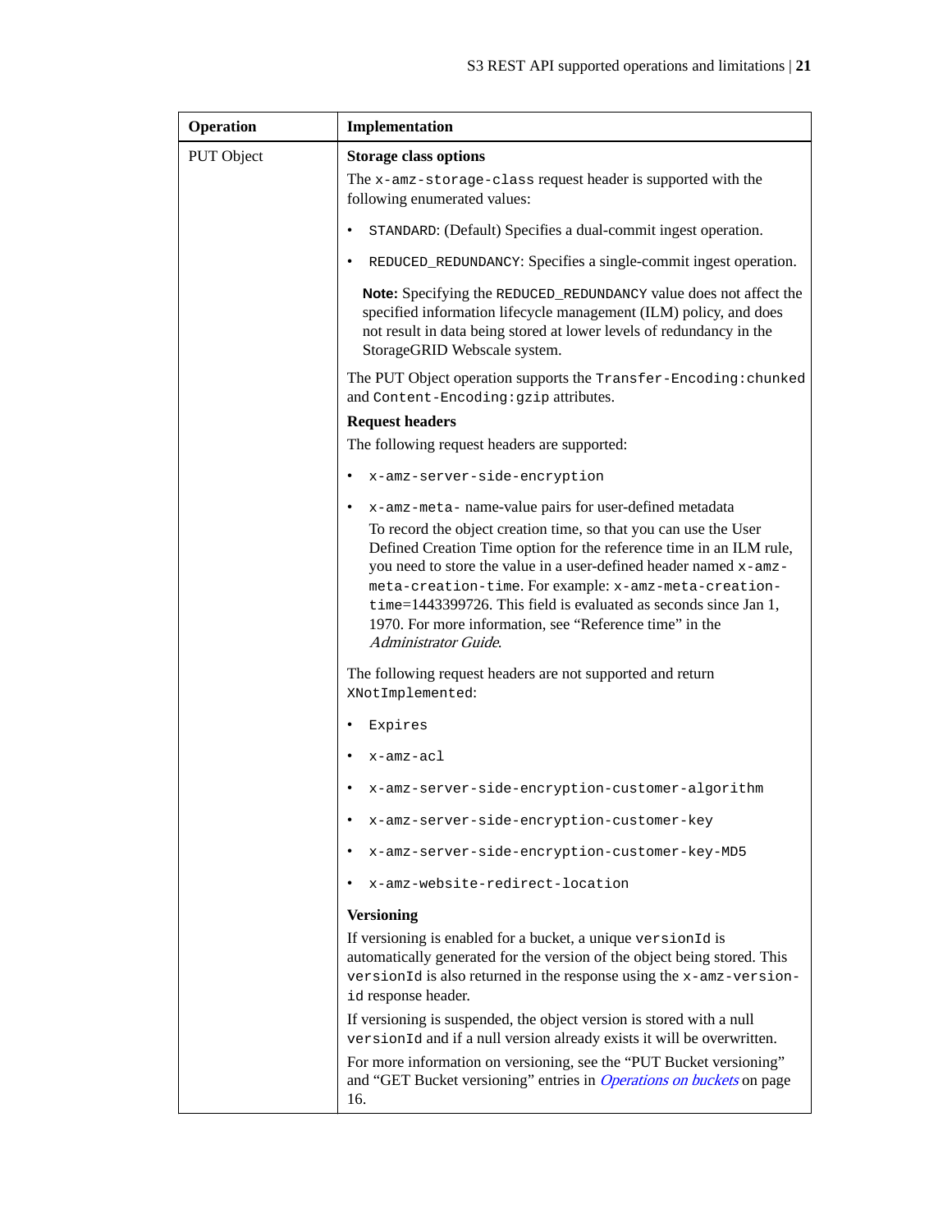| Operation | Implementation |
| --- | --- |
| PUT Object | **Storage class options**<br>The `x-amz-storage-class` request header is supported with the following enumerated values:<br>• `STANDARD`: (Default) Specifies a dual-commit ingest operation.<br>• `REDUCED_REDUNDANCY`: Specifies a single-commit ingest operation.<br>**Note:** Specifying the `REDUCED_REDUNDANCY` value does not affect the specified information lifecycle management (ILM) policy, and does not result in data being stored at lower levels of redundancy in the StorageGRID Webscale system.<br>The PUT Object operation supports the `Transfer-Encoding:chunked` and `Content-Encoding:gzip` attributes.<br>**Request headers**<br>The following request headers are supported:<br>• `x-amz-server-side-encryption`<br>• `x-amz-meta-` name-value pairs for user-defined metadata<br>To record the object creation time, so that you can use the User Defined Creation Time option for the reference time in an ILM rule, you need to store the value in a user-defined header named `x-amz-meta-creation-time`. For example: `x-amz-meta-creation-time`=1443399726. This field is evaluated as seconds since Jan 1, 1970. For more information, see "Reference time" in the *Administrator Guide*.<br>The following request headers are not supported and return `XNotImplemented`:<br>• `Expires`<br>• `x-amz-acl`<br>• `x-amz-server-side-encryption-customer-algorithm`<br>• `x-amz-server-side-encryption-customer-key`<br>• `x-amz-server-side-encryption-customer-key-MD5`<br>• `x-amz-website-redirect-location`<br>**Versioning**<br>If versioning is enabled for a bucket, a unique `versionId` is automatically generated for the version of the object being stored. This `versionId` is also returned in the response using the `x-amz-version-id` response header.<br>If versioning is suspended, the object version is stored with a null `versionId` and if a null version already exists it will be overwritten.<br>For more information on versioning, see the "PUT Bucket versioning" and "GET Bucket versioning" entries in *Operations on buckets* on page 16. |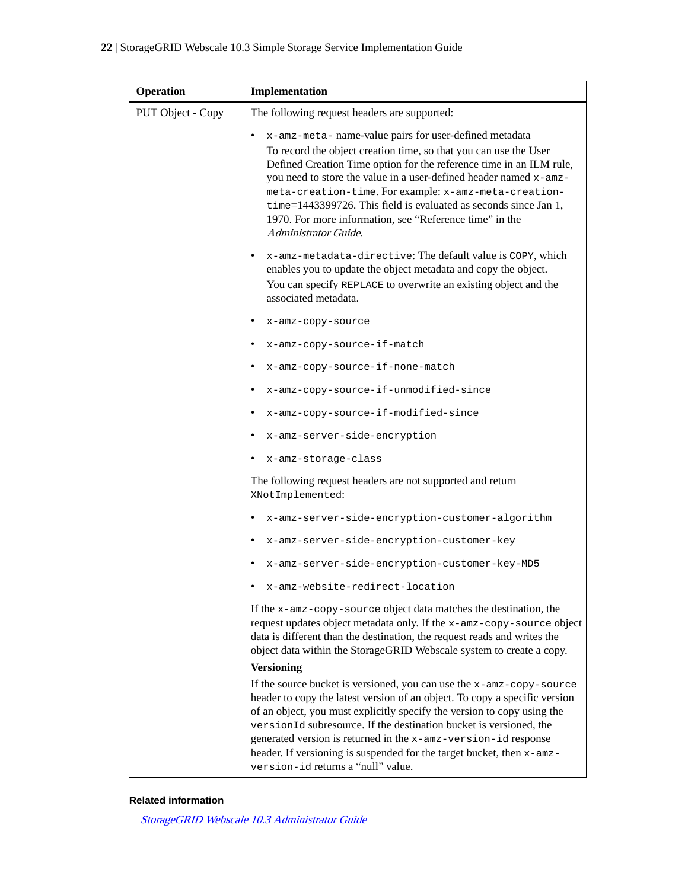| Operation | Implementation |
| --- | --- |
| PUT Object - Copy | The following request headers are supported:<br><br>• `x-amz-meta-` name-value pairs for user-defined metadata<br>To record the object creation time, so that you can use the User Defined Creation Time option for the reference time in an ILM rule, you need to store the value in a user-defined header named `x-amz-meta-creation-time`. For example: `x-amz-meta-creation-time`=1443399726. This field is evaluated as seconds since Jan 1, 1970. For more information, see "Reference time" in the *Administrator Guide*.<br><br>• `x-amz-metadata-directive`: The default value is `COPY`, which enables you to update the object metadata and copy the object.<br>You can specify `REPLACE` to overwrite an existing object and the associated metadata.<br><br>• `x-amz-copy-source`<br><br>• `x-amz-copy-source-if-match`<br><br>• `x-amz-copy-source-if-none-match`<br><br>• `x-amz-copy-source-if-unmodified-since`<br><br>• `x-amz-copy-source-if-modified-since`<br><br>• `x-amz-server-side-encryption`<br><br>• `x-amz-storage-class`<br><br>The following request headers are not supported and return `XNotImplemented`:<br><br>• `x-amz-server-side-encryption-customer-algorithm`<br><br>• `x-amz-server-side-encryption-customer-key`<br><br>• `x-amz-server-side-encryption-customer-key-MD5`<br><br>• `x-amz-website-redirect-location`<br><br>If the `x-amz-copy-source` object data matches the destination, the request updates object metadata only. If the `x-amz-copy-source` object data is different than the destination, the request reads and writes the object data within the StorageGRID Webscale system to create a copy.<br><br>**Versioning**<br><br>If the source bucket is versioned, you can use the `x-amz-copy-source` header to copy the latest version of an object. To copy a specific version of an object, you must explicitly specify the version to copy using the `versionId` subresource. If the destination bucket is versioned, the generated version is returned in the `x-amz-version-id` response header. If versioning is suspended for the target bucket, then `x-amz-version-id` returns a "null" value. |

**Related information**

*StorageGRID Webscale 10.3 Administrator Guide*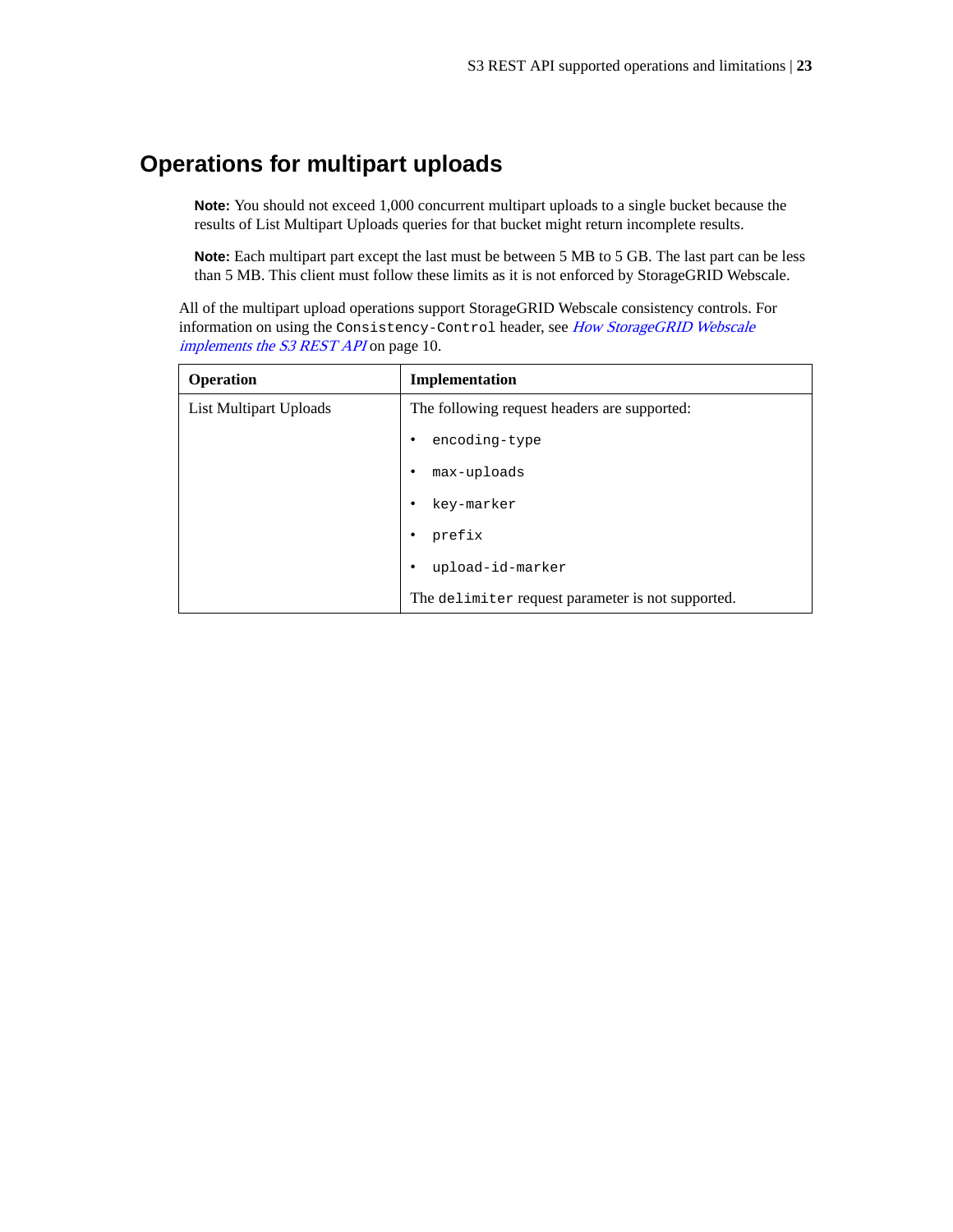## Operations for multipart uploads

**Note:** You should not exceed 1,000 concurrent multipart uploads to a single bucket because the results of List Multipart Uploads queries for that bucket might return incomplete results.

**Note:** Each multipart part except the last must be between 5 MB to 5 GB. The last part can be less than 5 MB. This client must follow these limits as it is not enforced by StorageGRID Webscale.

All of the multipart upload operations support StorageGRID Webscale consistency controls. For information on using the `Consistency-Control` header, see *How StorageGRID Webscale implements the S3 REST API* on page 10.

| Operation | Implementation |
| --- | --- |
| List Multipart Uploads | The following request headers are supported:<br>• `encoding-type`<br>• `max-uploads`<br>• `key-marker`<br>• `prefix`<br>• `upload-id-marker`<br>The `delimiter` request parameter is not supported. |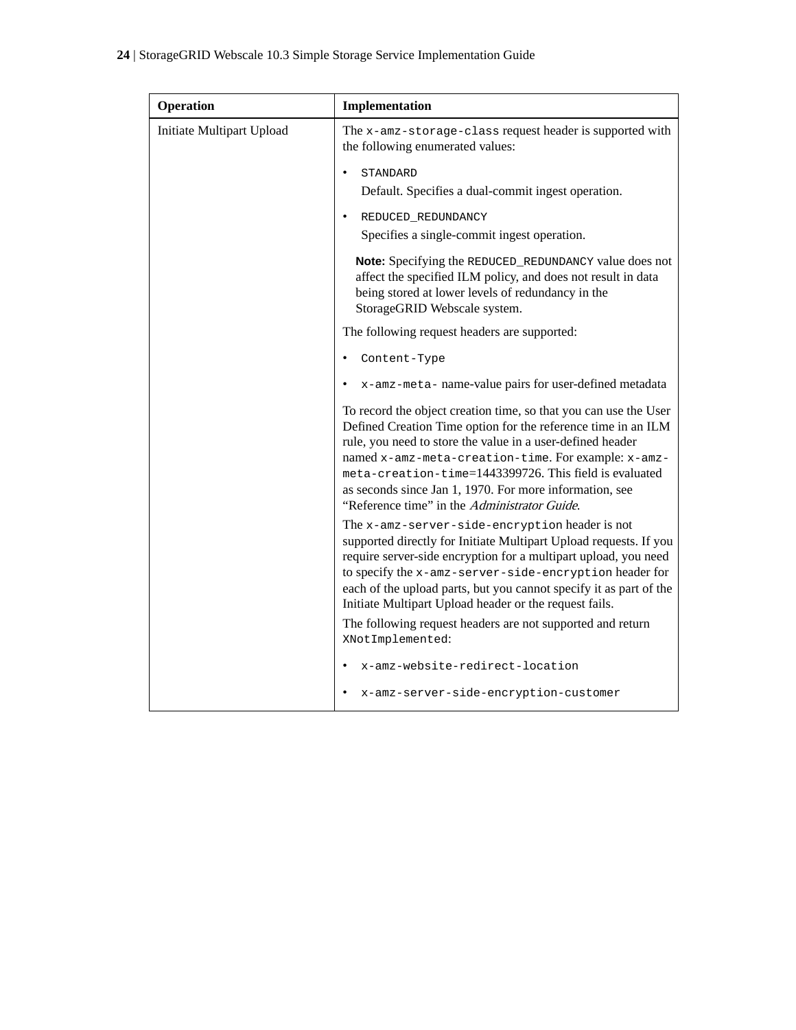| Operation | Implementation |
|---|---|
| Initiate Multipart Upload | The `x-amz-storage-class` request header is supported with the following enumerated values:<br><br>• `STANDARD`<br>Default. Specifies a dual-commit ingest operation.<br><br>• `REDUCED_REDUNDANCY`<br>Specifies a single-commit ingest operation.<br><br>**Note:** Specifying the `REDUCED_REDUNDANCY` value does not affect the specified ILM policy, and does not result in data being stored at lower levels of redundancy in the StorageGRID Webscale system.<br><br>The following request headers are supported:<br><br>• `Content-Type`<br><br>• `x-amz-meta-` name-value pairs for user-defined metadata<br><br>To record the object creation time, so that you can use the User Defined Creation Time option for the reference time in an ILM rule, you need to store the value in a user-defined header named `x-amz-meta-creation-time`. For example: `x-amz-meta-creation-time`=1443399726. This field is evaluated as seconds since Jan 1, 1970. For more information, see "Reference time" in the *Administrator Guide*.<br><br>The `x-amz-server-side-encryption` header is not supported directly for Initiate Multipart Upload requests. If you require server-side encryption for a multipart upload, you need to specify the `x-amz-server-side-encryption` header for each of the upload parts, but you cannot specify it as part of the Initiate Multipart Upload header or the request fails.<br><br>The following request headers are not supported and return `XNotImplemented`:<br><br>• `x-amz-website-redirect-location`<br><br>• `x-amz-server-side-encryption-customer` |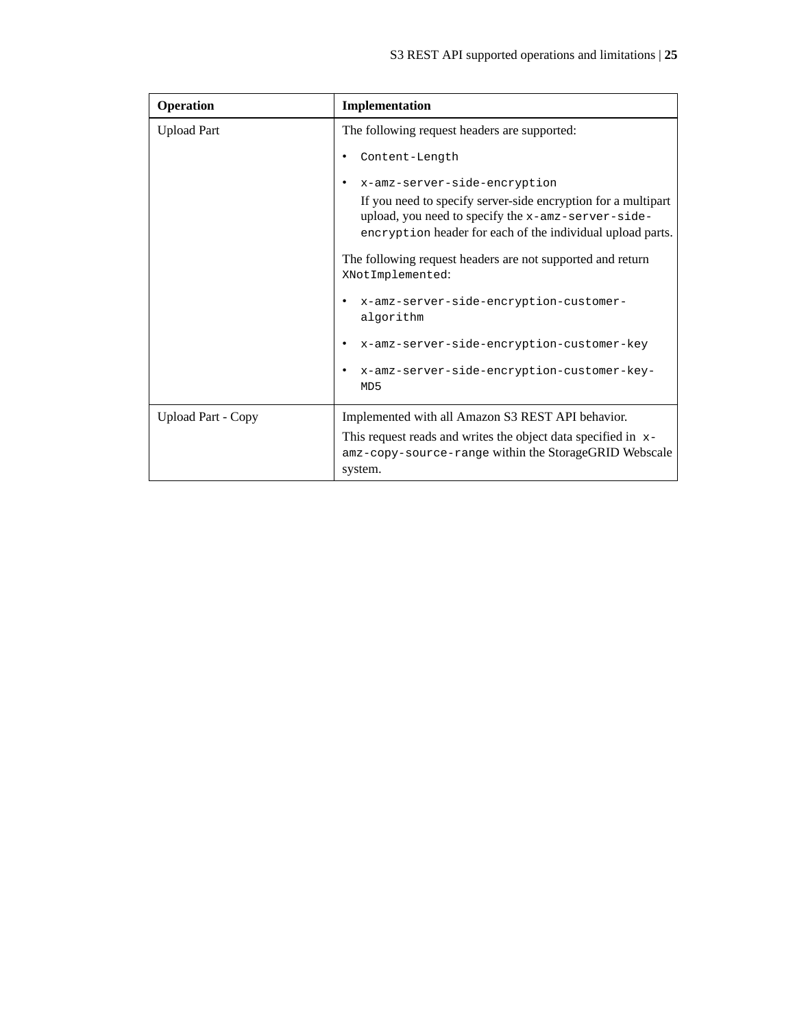| Operation | Implementation |
| --- | --- |
| Upload Part | The following request headers are supported:<br>• `Content-Length`<br>• `x-amz-server-side-encryption`<br>If you need to specify server-side encryption for a multipart upload, you need to specify the `x-amz-server-side-encryption` header for each of the individual upload parts.<br>The following request headers are not supported and return `XNotImplemented`:<br>• `x-amz-server-side-encryption-customer-algorithm`<br>• `x-amz-server-side-encryption-customer-key`<br>• `x-amz-server-side-encryption-customer-key-MD5` |
| Upload Part - Copy | Implemented with all Amazon S3 REST API behavior.<br>This request reads and writes the object data specified in `x-amz-copy-source-range` within the StorageGRID Webscale system. |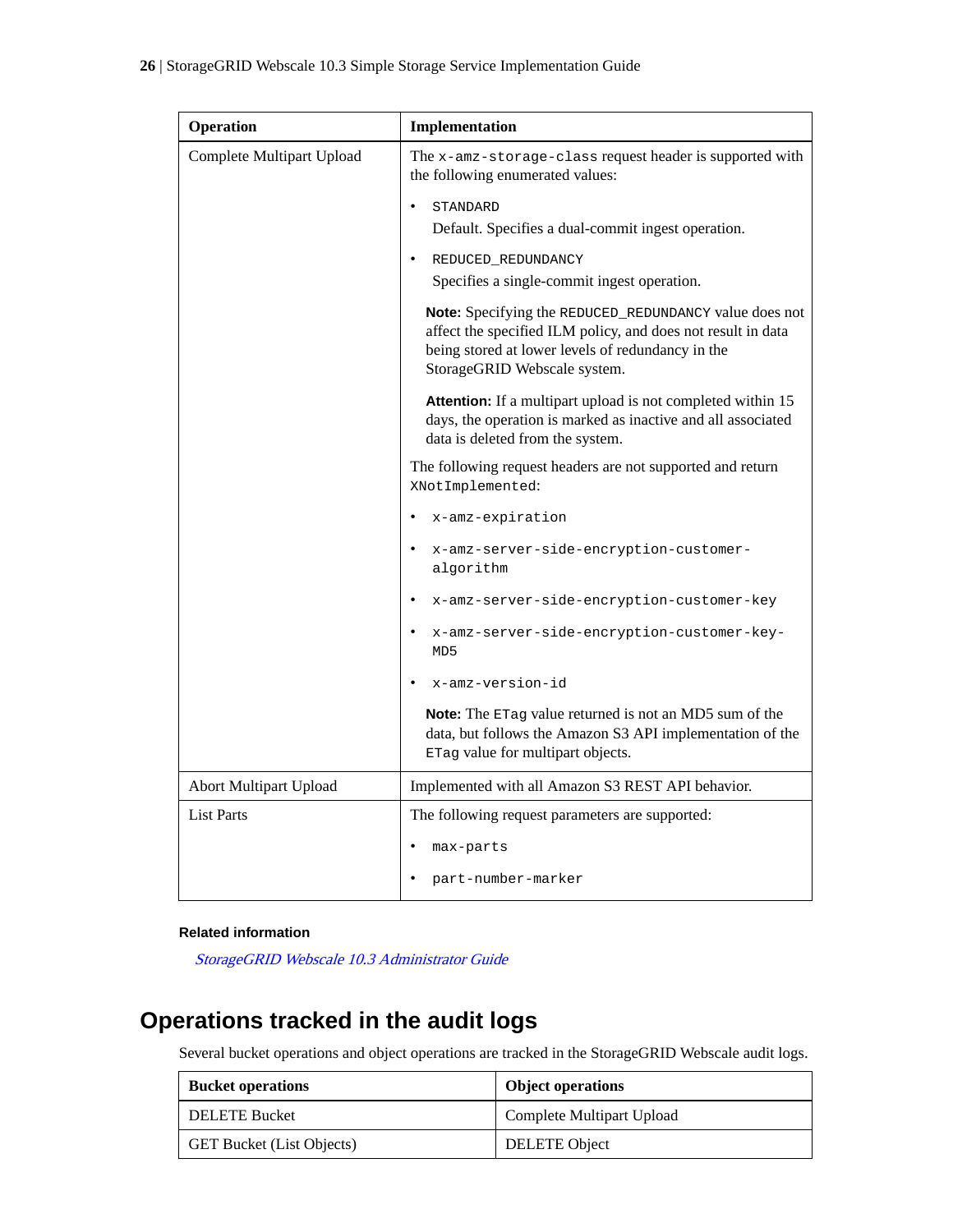| Operation | Implementation |
|---|---|
| Complete Multipart Upload | The `x-amz-storage-class` request header is supported with the following enumerated values:<br>• `STANDARD`<br>Default. Specifies a dual-commit ingest operation.<br>• `REDUCED_REDUNDANCY`<br>Specifies a single-commit ingest operation.<br>**Note:** Specifying the `REDUCED_REDUNDANCY` value does not affect the specified ILM policy, and does not result in data being stored at lower levels of redundancy in the StorageGRID Webscale system.<br>**Attention:** If a multipart upload is not completed within 15 days, the operation is marked as inactive and all associated data is deleted from the system.<br>The following request headers are not supported and return `XNotImplemented`:<br>• `x-amz-expiration`<br>• `x-amz-server-side-encryption-customer-algorithm`<br>• `x-amz-server-side-encryption-customer-key`<br>• `x-amz-server-side-encryption-customer-key-MD5`<br>• `x-amz-version-id`<br>**Note:** The `ETag` value returned is not an MD5 sum of the data, but follows the Amazon S3 API implementation of the `ETag` value for multipart objects. |
| Abort Multipart Upload | Implemented with all Amazon S3 REST API behavior. |
| List Parts | The following request parameters are supported:<br>• `max-parts`<br>• `part-number-marker` |

**Related information**

*StorageGRID Webscale 10.3 Administrator Guide*

## Operations tracked in the audit logs

Several bucket operations and object operations are tracked in the StorageGRID Webscale audit logs.

| Bucket operations | Object operations |
|---|---|
| DELETE Bucket | Complete Multipart Upload |
| GET Bucket (List Objects) | DELETE Object |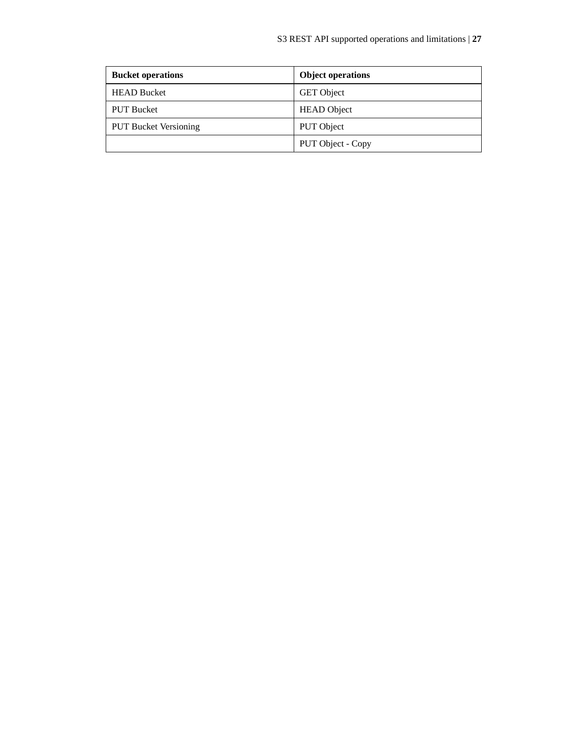| Bucket operations | Object operations |
| --- | --- |
| HEAD Bucket | GET Object |
| PUT Bucket | HEAD Object |
| PUT Bucket Versioning | PUT Object |
| | PUT Object - Copy |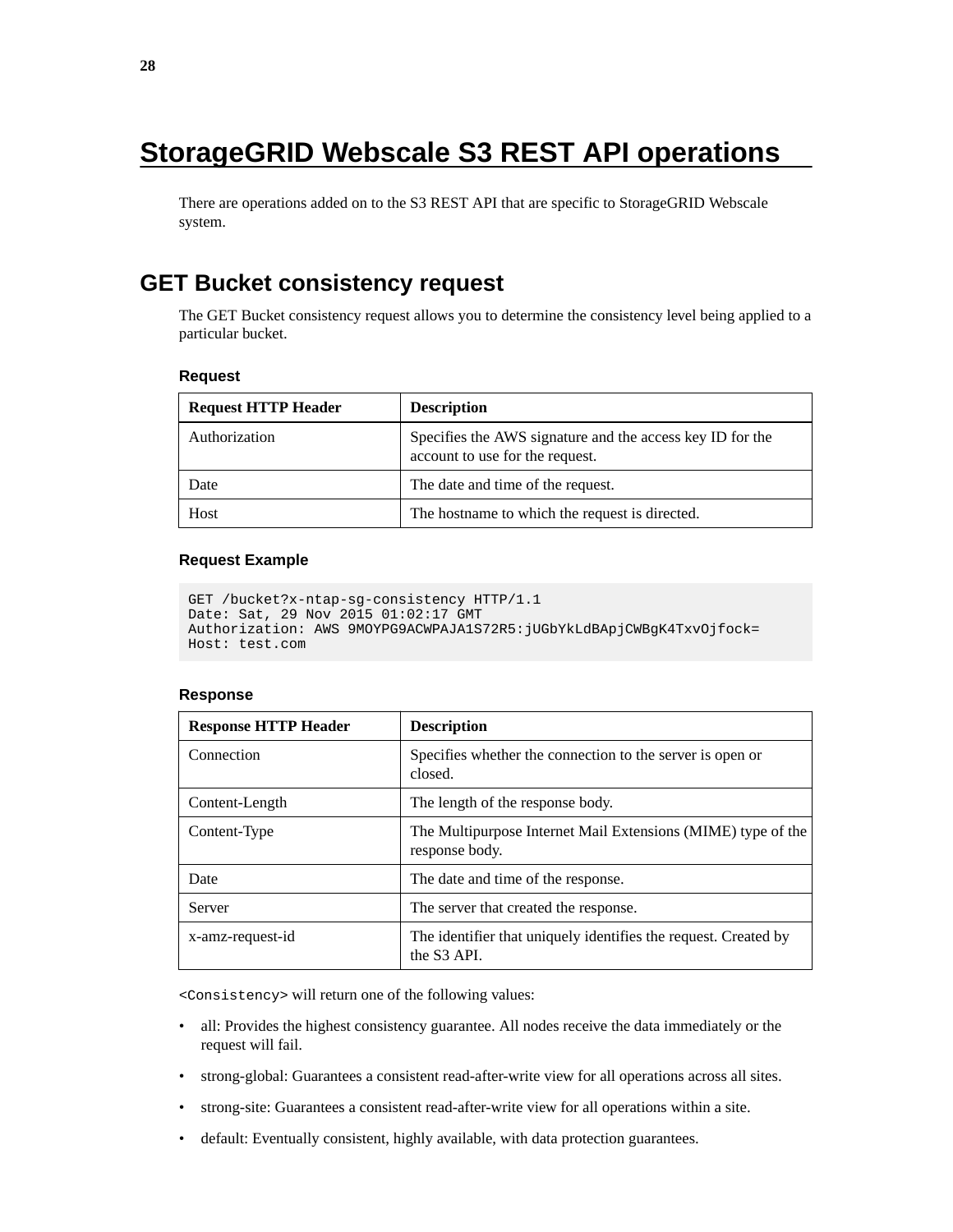# StorageGRID Webscale S3 REST API operations

There are operations added on to the S3 REST API that are specific to StorageGRID Webscale system.

## GET Bucket consistency request

The GET Bucket consistency request allows you to determine the consistency level being applied to a particular bucket.

### Request

| Request HTTP Header | Description |
|---|---|
| Authorization | Specifies the AWS signature and the access key ID for the account to use for the request. |
| Date | The date and time of the request. |
| Host | The hostname to which the request is directed. |

### Request Example

```
GET /bucket?x-ntap-sg-consistency HTTP/1.1
Date: Sat, 29 Nov 2015 01:02:17 GMT
Authorization: AWS 9MOYPG9ACWPAJA1S72R5:jUGbYkLdBApjCWBgK4TxvOjfock=
Host: test.com
```

### Response

| Response HTTP Header | Description |
|---|---|
| Connection | Specifies whether the connection to the server is open or closed. |
| Content-Length | The length of the response body. |
| Content-Type | The Multipurpose Internet Mail Extensions (MIME) type of the response body. |
| Date | The date and time of the response. |
| Server | The server that created the response. |
| x-amz-request-id | The identifier that uniquely identifies the request. Created by the S3 API. |

`<Consistency>` will return one of the following values:

- all: Provides the highest consistency guarantee. All nodes receive the data immediately or the request will fail.
- strong-global: Guarantees a consistent read-after-write view for all operations across all sites.
- strong-site: Guarantees a consistent read-after-write view for all operations within a site.
- default: Eventually consistent, highly available, with data protection guarantees.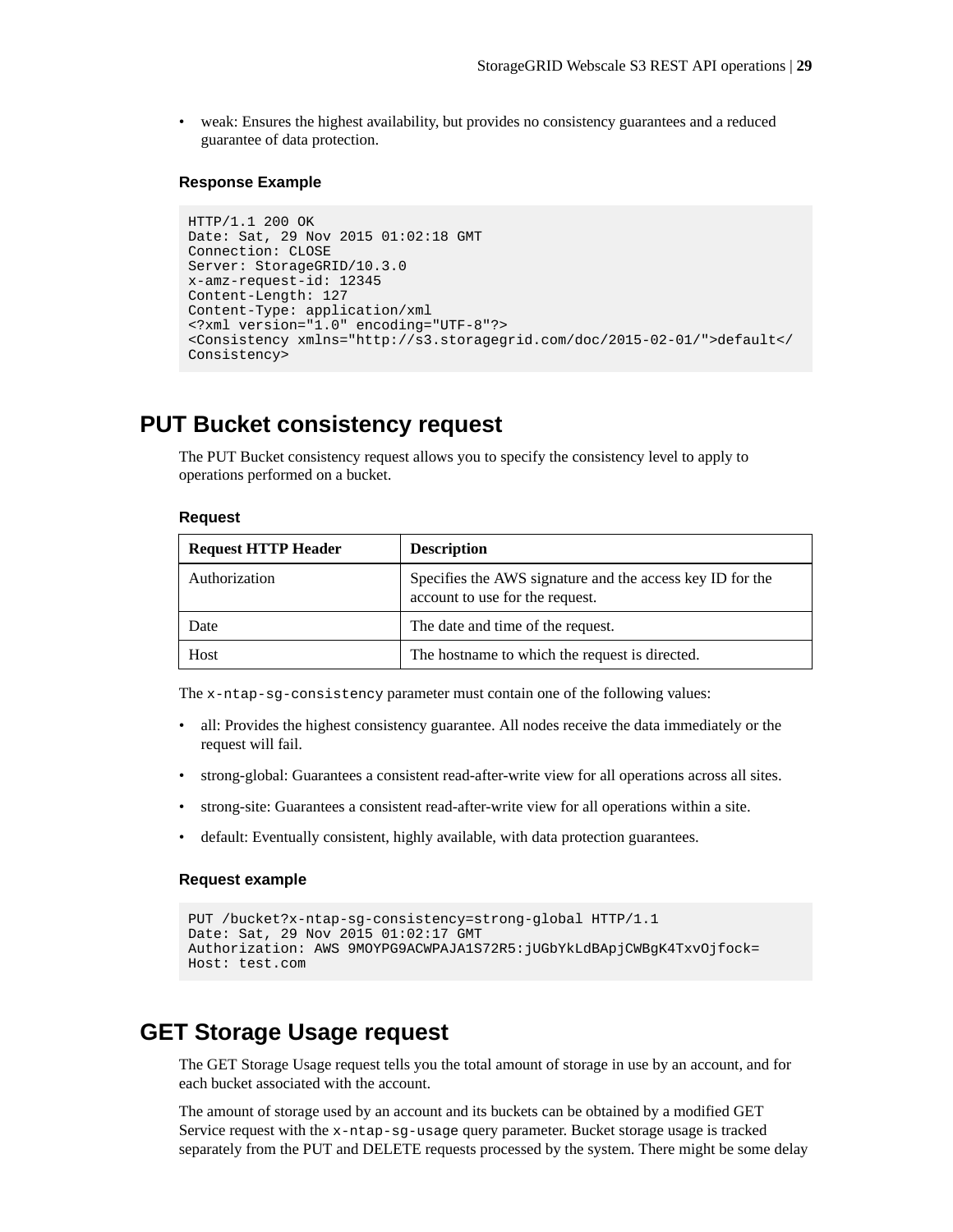- weak: Ensures the highest availability, but provides no consistency guarantees and a reduced guarantee of data protection.

### Response Example

```
HTTP/1.1 200 OK
Date: Sat, 29 Nov 2015 01:02:18 GMT
Connection: CLOSE
Server: StorageGRID/10.3.0
x-amz-request-id: 12345
Content-Length: 127
Content-Type: application/xml
<?xml version="1.0" encoding="UTF-8"?>
<Consistency xmlns="http://s3.storagegrid.com/doc/2015-02-01/">default</
Consistency>
```

## PUT Bucket consistency request

The PUT Bucket consistency request allows you to specify the consistency level to apply to operations performed on a bucket.

### Request

| Request HTTP Header | Description |
|---|---|
| Authorization | Specifies the AWS signature and the access key ID for the account to use for the request. |
| Date | The date and time of the request. |
| Host | The hostname to which the request is directed. |

The `x-ntap-sg-consistency` parameter must contain one of the following values:

- all: Provides the highest consistency guarantee. All nodes receive the data immediately or the request will fail.
- strong-global: Guarantees a consistent read-after-write view for all operations across all sites.
- strong-site: Guarantees a consistent read-after-write view for all operations within a site.
- default: Eventually consistent, highly available, with data protection guarantees.

### Request example

```
PUT /bucket?x-ntap-sg-consistency=strong-global HTTP/1.1
Date: Sat, 29 Nov 2015 01:02:17 GMT
Authorization: AWS 9MOYPG9ACWPAJA1S72R5:jUGbYkLdBApjCWBgK4TxvOjfock=
Host: test.com
```

## GET Storage Usage request

The GET Storage Usage request tells you the total amount of storage in use by an account, and for each bucket associated with the account.

The amount of storage used by an account and its buckets can be obtained by a modified GET Service request with the `x-ntap-sg-usage` query parameter. Bucket storage usage is tracked separately from the PUT and DELETE requests processed by the system. There might be some delay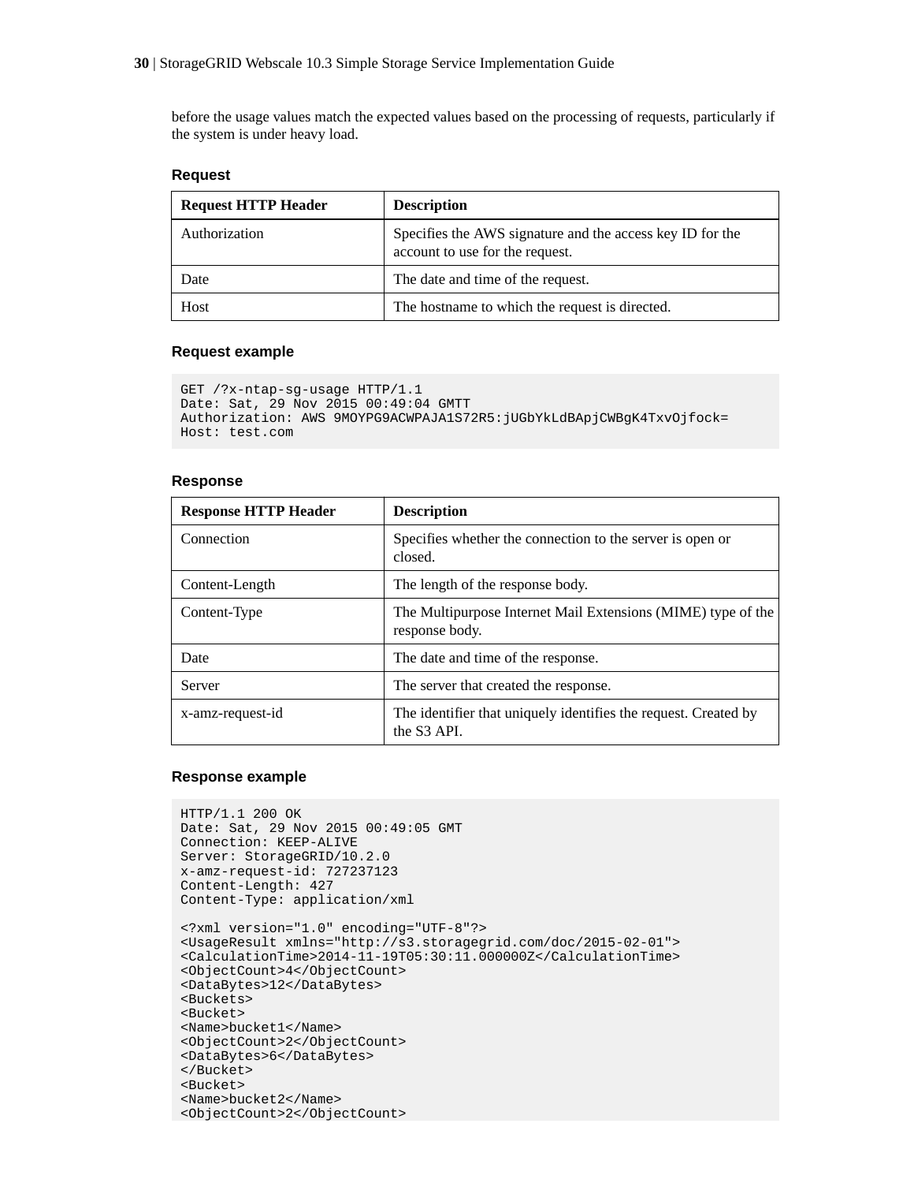before the usage values match the expected values based on the processing of requests, particularly if the system is under heavy load.

#### Request

| Request HTTP Header | Description |
| --- | --- |
| Authorization | Specifies the AWS signature and the access key ID for the account to use for the request. |
| Date | The date and time of the request. |
| Host | The hostname to which the request is directed. |

#### Request example

```
GET /?x-ntap-sg-usage HTTP/1.1
Date: Sat, 29 Nov 2015 00:49:04 GMTT
Authorization: AWS 9MOYPG9ACWPAJA1S72R5:jUGbYkLdBApjCWBgK4TxvOjfock=
Host: test.com
```

#### Response

| Response HTTP Header | Description |
| --- | --- |
| Connection | Specifies whether the connection to the server is open or closed. |
| Content-Length | The length of the response body. |
| Content-Type | The Multipurpose Internet Mail Extensions (MIME) type of the response body. |
| Date | The date and time of the response. |
| Server | The server that created the response. |
| x-amz-request-id | The identifier that uniquely identifies the request. Created by the S3 API. |

#### Response example

```
HTTP/1.1 200 OK
Date: Sat, 29 Nov 2015 00:49:05 GMT
Connection: KEEP-ALIVE
Server: StorageGRID/10.2.0
x-amz-request-id: 727237123
Content-Length: 427
Content-Type: application/xml

<?xml version="1.0" encoding="UTF-8"?>
<UsageResult xmlns="http://s3.storagegrid.com/doc/2015-02-01">
<CalculationTime>2014-11-19T05:30:11.000000Z</CalculationTime>
<ObjectCount>4</ObjectCount>
<DataBytes>12</DataBytes>
<Buckets>
<Bucket>
<Name>bucket1</Name>
<ObjectCount>2</ObjectCount>
<DataBytes>6</DataBytes>
</Bucket>
<Bucket>
<Name>bucket2</Name>
<ObjectCount>2</ObjectCount>
```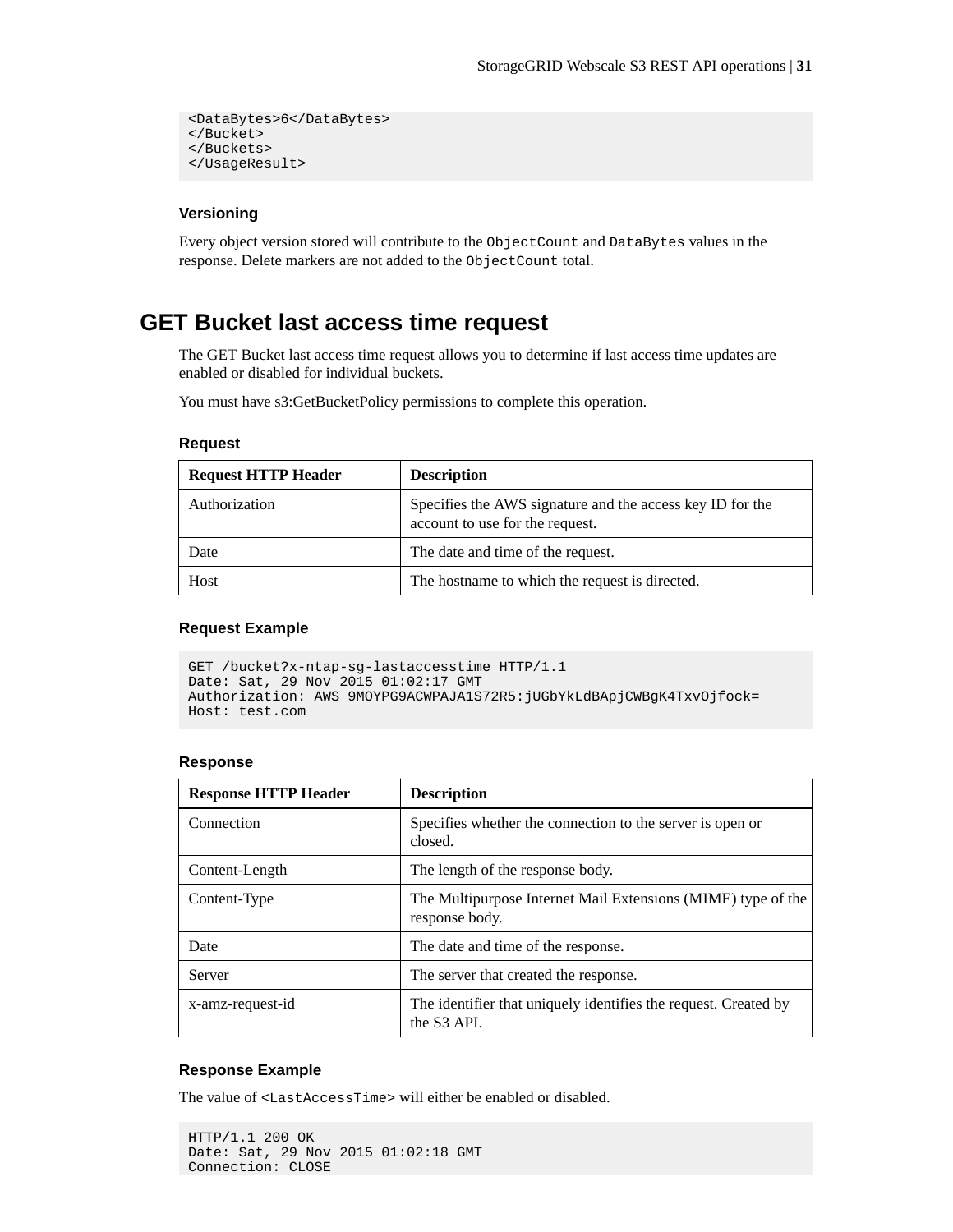```
<DataBytes>6</DataBytes>
</Bucket>
</Buckets>
</UsageResult>
```

### Versioning

Every object version stored will contribute to the `ObjectCount` and `DataBytes` values in the response. Delete markers are not added to the `ObjectCount` total.

## GET Bucket last access time request

The GET Bucket last access time request allows you to determine if last access time updates are enabled or disabled for individual buckets.

You must have s3:GetBucketPolicy permissions to complete this operation.

### Request

| Request HTTP Header | Description |
|---|---|
| Authorization | Specifies the AWS signature and the access key ID for the account to use for the request. |
| Date | The date and time of the request. |
| Host | The hostname to which the request is directed. |

### Request Example

```
GET /bucket?x-ntap-sg-lastaccesstime HTTP/1.1
Date: Sat, 29 Nov 2015 01:02:17 GMT
Authorization: AWS 9MOYPG9ACWPAJA1S72R5:jUGbYkLdBApjCWBgK4TxvOjfock=
Host: test.com
```

### Response

| Response HTTP Header | Description |
|---|---|
| Connection | Specifies whether the connection to the server is open or closed. |
| Content-Length | The length of the response body. |
| Content-Type | The Multipurpose Internet Mail Extensions (MIME) type of the response body. |
| Date | The date and time of the response. |
| Server | The server that created the response. |
| x-amz-request-id | The identifier that uniquely identifies the request. Created by the S3 API. |

### Response Example

The value of `<LastAccessTime>` will either be enabled or disabled.

```
HTTP/1.1 200 OK
Date: Sat, 29 Nov 2015 01:02:18 GMT
Connection: CLOSE
```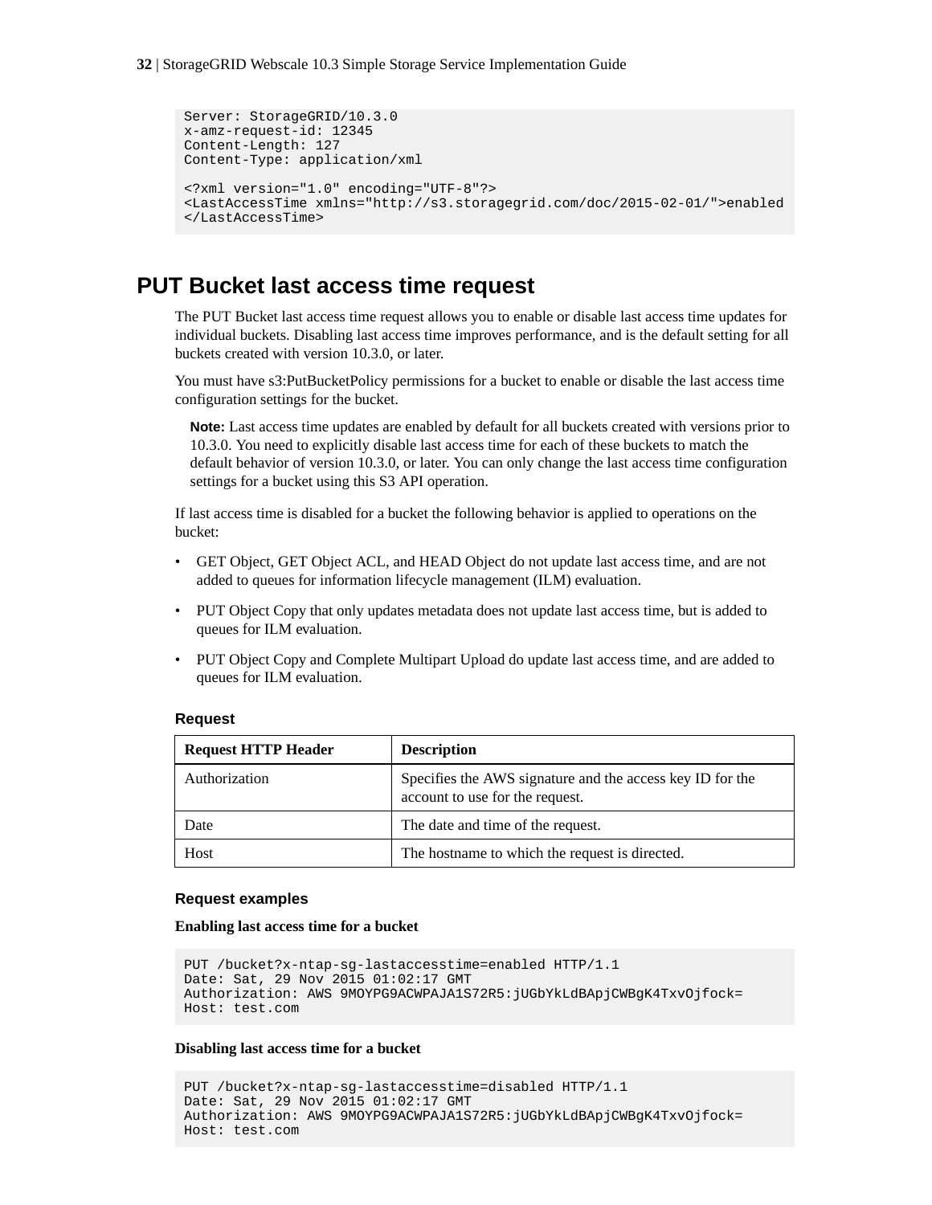```
Server: StorageGRID/10.3.0
x-amz-request-id: 12345
Content-Length: 127
Content-Type: application/xml

<?xml version="1.0" encoding="UTF-8"?>
<LastAccessTime xmlns="http://s3.storagegrid.com/doc/2015-02-01/">enabled
</LastAccessTime>
```

## PUT Bucket last access time request

The PUT Bucket last access time request allows you to enable or disable last access time updates for individual buckets. Disabling last access time improves performance, and is the default setting for all buckets created with version 10.3.0, or later.

You must have s3:PutBucketPolicy permissions for a bucket to enable or disable the last access time configuration settings for the bucket.

> **Note:** Last access time updates are enabled by default for all buckets created with versions prior to 10.3.0. You need to explicitly disable last access time for each of these buckets to match the default behavior of version 10.3.0, or later. You can only change the last access time configuration settings for a bucket using this S3 API operation.

If last access time is disabled for a bucket the following behavior is applied to operations on the bucket:

- GET Object, GET Object ACL, and HEAD Object do not update last access time, and are not added to queues for information lifecycle management (ILM) evaluation.
- PUT Object Copy that only updates metadata does not update last access time, but is added to queues for ILM evaluation.
- PUT Object Copy and Complete Multipart Upload do update last access time, and are added to queues for ILM evaluation.

### Request

| Request HTTP Header | Description |
|---|---|
| Authorization | Specifies the AWS signature and the access key ID for the account to use for the request. |
| Date | The date and time of the request. |
| Host | The hostname to which the request is directed. |

### Request examples

**Enabling last access time for a bucket**

```
PUT /bucket?x-ntap-sg-lastaccesstime=enabled HTTP/1.1
Date: Sat, 29 Nov 2015 01:02:17 GMT
Authorization: AWS 9MOYPG9ACWPAJA1S72R5:jUGbYkLdBApjCWBgK4TxvOjfock=
Host: test.com
```

**Disabling last access time for a bucket**

```
PUT /bucket?x-ntap-sg-lastaccesstime=disabled HTTP/1.1
Date: Sat, 29 Nov 2015 01:02:17 GMT
Authorization: AWS 9MOYPG9ACWPAJA1S72R5:jUGbYkLdBApjCWBgK4TxvOjfock=
Host: test.com
```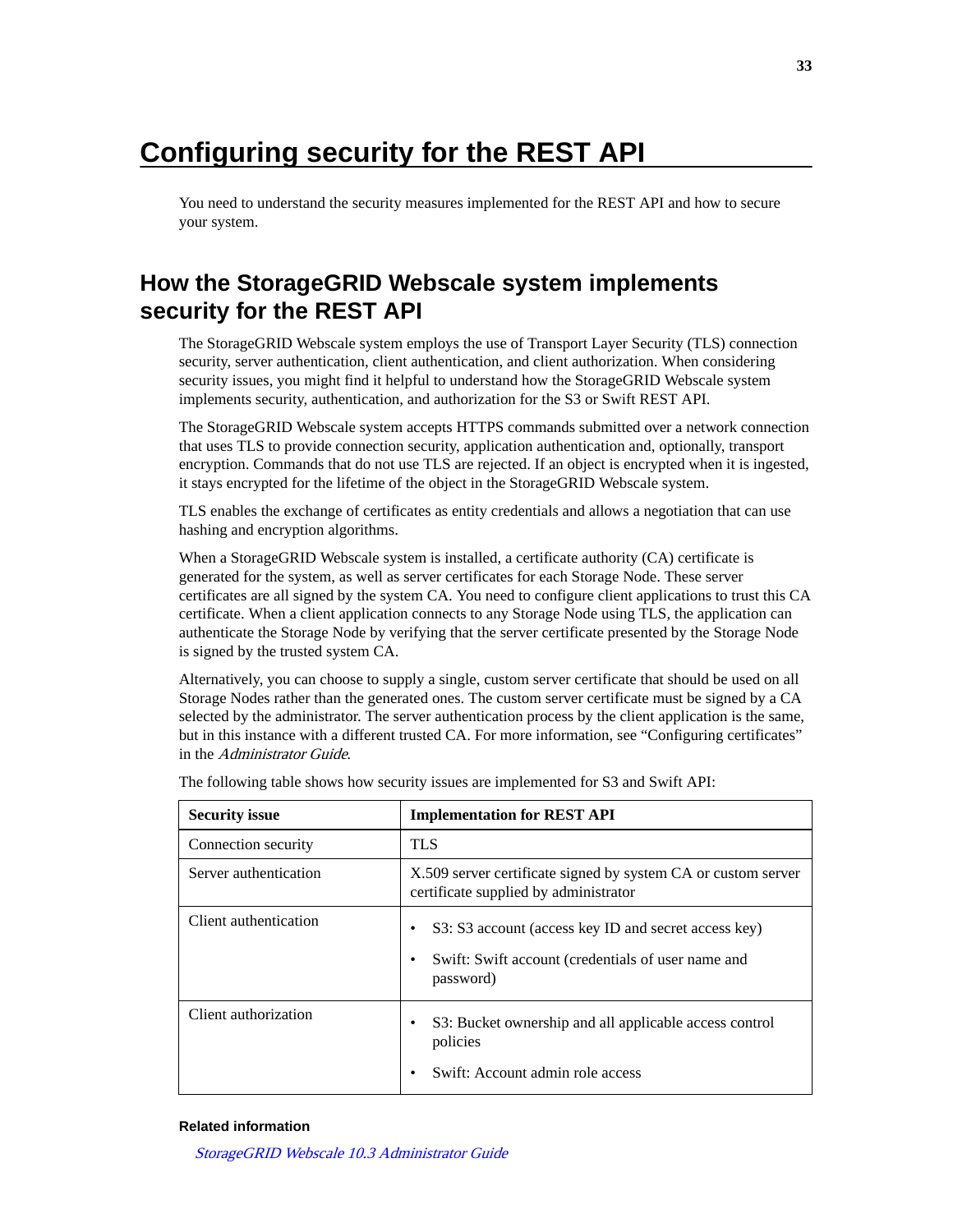# Configuring security for the REST API

You need to understand the security measures implemented for the REST API and how to secure your system.

## How the StorageGRID Webscale system implements security for the REST API

The StorageGRID Webscale system employs the use of Transport Layer Security (TLS) connection security, server authentication, client authentication, and client authorization. When considering security issues, you might find it helpful to understand how the StorageGRID Webscale system implements security, authentication, and authorization for the S3 or Swift REST API.

The StorageGRID Webscale system accepts HTTPS commands submitted over a network connection that uses TLS to provide connection security, application authentication and, optionally, transport encryption. Commands that do not use TLS are rejected. If an object is encrypted when it is ingested, it stays encrypted for the lifetime of the object in the StorageGRID Webscale system.

TLS enables the exchange of certificates as entity credentials and allows a negotiation that can use hashing and encryption algorithms.

When a StorageGRID Webscale system is installed, a certificate authority (CA) certificate is generated for the system, as well as server certificates for each Storage Node. These server certificates are all signed by the system CA. You need to configure client applications to trust this CA certificate. When a client application connects to any Storage Node using TLS, the application can authenticate the Storage Node by verifying that the server certificate presented by the Storage Node is signed by the trusted system CA.

Alternatively, you can choose to supply a single, custom server certificate that should be used on all Storage Nodes rather than the generated ones. The custom server certificate must be signed by a CA selected by the administrator. The server authentication process by the client application is the same, but in this instance with a different trusted CA. For more information, see “Configuring certificates” in the *Administrator Guide*.

The following table shows how security issues are implemented for S3 and Swift API:

| Security issue | Implementation for REST API |
|---|---|
| Connection security | TLS |
| Server authentication | X.509 server certificate signed by system CA or custom server certificate supplied by administrator |
| Client authentication | • S3: S3 account (access key ID and secret access key)<br>• Swift: Swift account (credentials of user name and password) |
| Client authorization | • S3: Bucket ownership and all applicable access control policies<br>• Swift: Account admin role access |

**Related information**

*StorageGRID Webscale 10.3 Administrator Guide*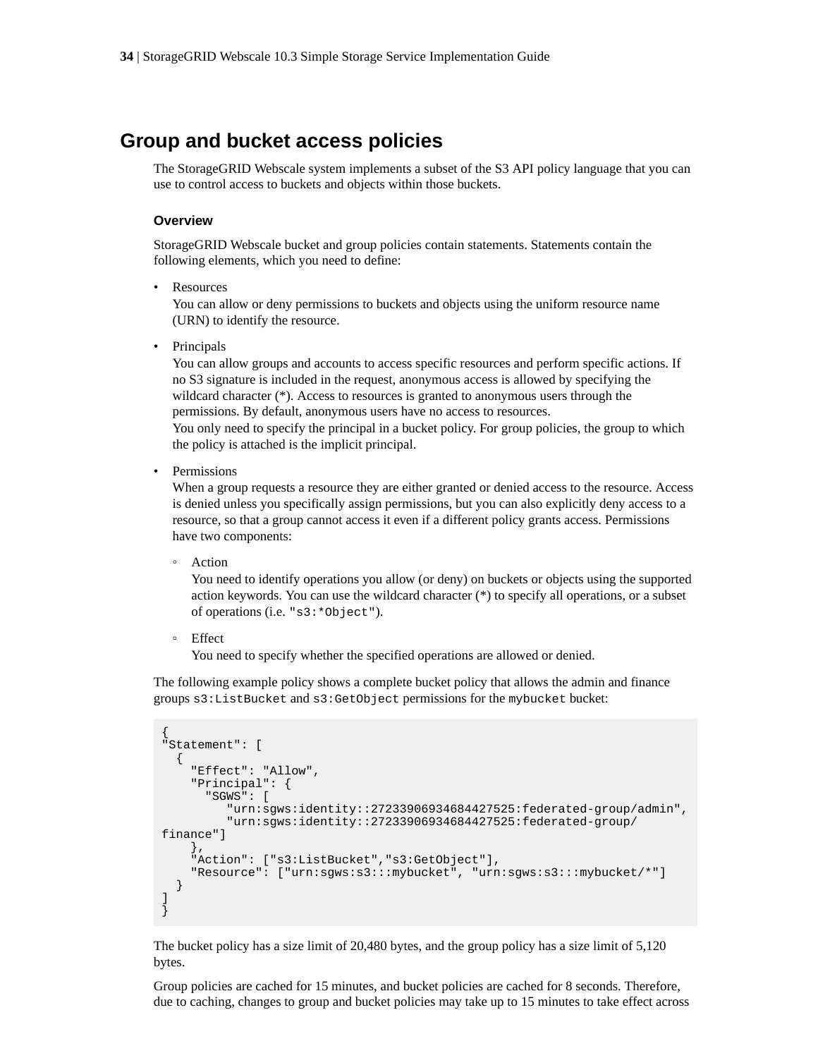## Group and bucket access policies

The StorageGRID Webscale system implements a subset of the S3 API policy language that you can use to control access to buckets and objects within those buckets.

### Overview

StorageGRID Webscale bucket and group policies contain statements. Statements contain the following elements, which you need to define:

- Resources
  You can allow or deny permissions to buckets and objects using the uniform resource name (URN) to identify the resource.
- Principals
  You can allow groups and accounts to access specific resources and perform specific actions. If no S3 signature is included in the request, anonymous access is allowed by specifying the wildcard character (*). Access to resources is granted to anonymous users through the permissions. By default, anonymous users have no access to resources.
  You only need to specify the principal in a bucket policy. For group policies, the group to which the policy is attached is the implicit principal.
- Permissions
  When a group requests a resource they are either granted or denied access to the resource. Access is denied unless you specifically assign permissions, but you can also explicitly deny access to a resource, so that a group cannot access it even if a different policy grants access. Permissions have two components:
  - Action
    You need to identify operations you allow (or deny) on buckets or objects using the supported action keywords. You can use the wildcard character (*) to specify all operations, or a subset of operations (i.e. `"s3:*Object"`).
  - Effect
    You need to specify whether the specified operations are allowed or denied.

The following example policy shows a complete bucket policy that allows the admin and finance groups `s3:ListBucket` and `s3:GetObject` permissions for the `mybucket` bucket:

```
{
"Statement": [
  {
    "Effect": "Allow",
    "Principal": {
      "SGWS": [
         "urn:sgws:identity::27233906934684427525:federated-group/admin",
         "urn:sgws:identity::27233906934684427525:federated-group/
finance"]
    },
    "Action": ["s3:ListBucket","s3:GetObject"],
    "Resource": ["urn:sgws:s3:::mybucket", "urn:sgws:s3:::mybucket/*"]
  }
]
}
```

The bucket policy has a size limit of 20,480 bytes, and the group policy has a size limit of 5,120 bytes.

Group policies are cached for 15 minutes, and bucket policies are cached for 8 seconds. Therefore, due to caching, changes to group and bucket policies may take up to 15 minutes to take effect across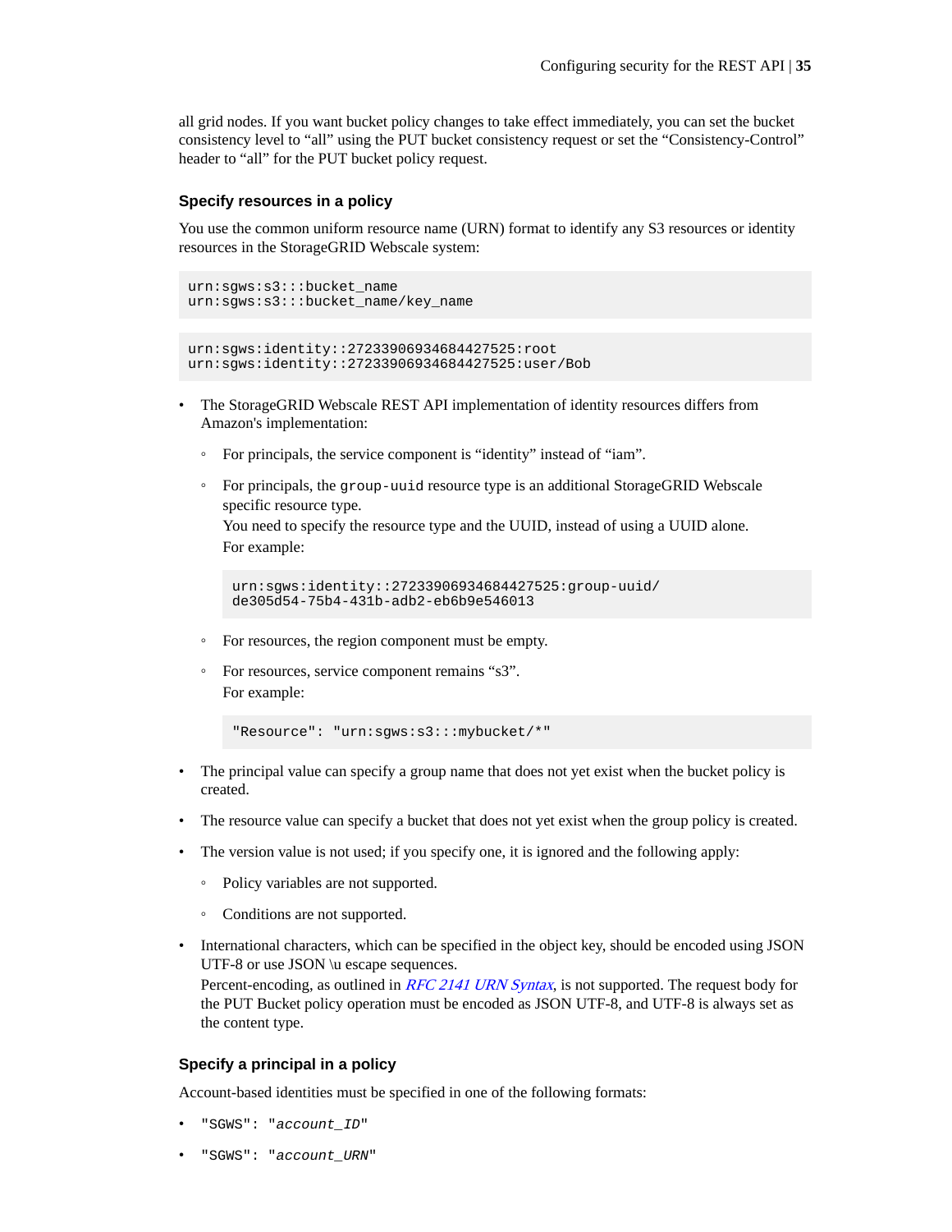all grid nodes. If you want bucket policy changes to take effect immediately, you can set the bucket consistency level to “all” using the PUT bucket consistency request or set the “Consistency-Control” header to “all” for the PUT bucket policy request.

### Specify resources in a policy

You use the common uniform resource name (URN) format to identify any S3 resources or identity resources in the StorageGRID Webscale system:

```
urn:sgws:s3:::bucket_name
urn:sgws:s3:::bucket_name/key_name
```

```
urn:sgws:identity::27233906934684427525:root
urn:sgws:identity::27233906934684427525:user/Bob
```

- The StorageGRID Webscale REST API implementation of identity resources differs from Amazon's implementation:
    - For principals, the service component is “identity” instead of “iam”.
    - For principals, the `group-uuid` resource type is an additional StorageGRID Webscale specific resource type.
      You need to specify the resource type and the UUID, instead of using a UUID alone.
      For example:

      ```
      urn:sgws:identity::27233906934684427525:group-uuid/
      de305d54-75b4-431b-adb2-eb6b9e546013
      ```

    - For resources, the region component must be empty.
    - For resources, service component remains “s3”.
      For example:

      ```
      "Resource": "urn:sgws:s3:::mybucket/*"
      ```

- The principal value can specify a group name that does not yet exist when the bucket policy is created.
- The resource value can specify a bucket that does not yet exist when the group policy is created.
- The version value is not used; if you specify one, it is ignored and the following apply:
    - Policy variables are not supported.
    - Conditions are not supported.
- International characters, which can be specified in the object key, should be encoded using JSON UTF-8 or use JSON \u escape sequences.
  Percent-encoding, as outlined in *RFC 2141 URN Syntax*, is not supported. The request body for the PUT Bucket policy operation must be encoded as JSON UTF-8, and UTF-8 is always set as the content type.

### Specify a principal in a policy

Account-based identities must be specified in one of the following formats:

- `"SGWS": "account_ID"`
- `"SGWS": "account_URN"`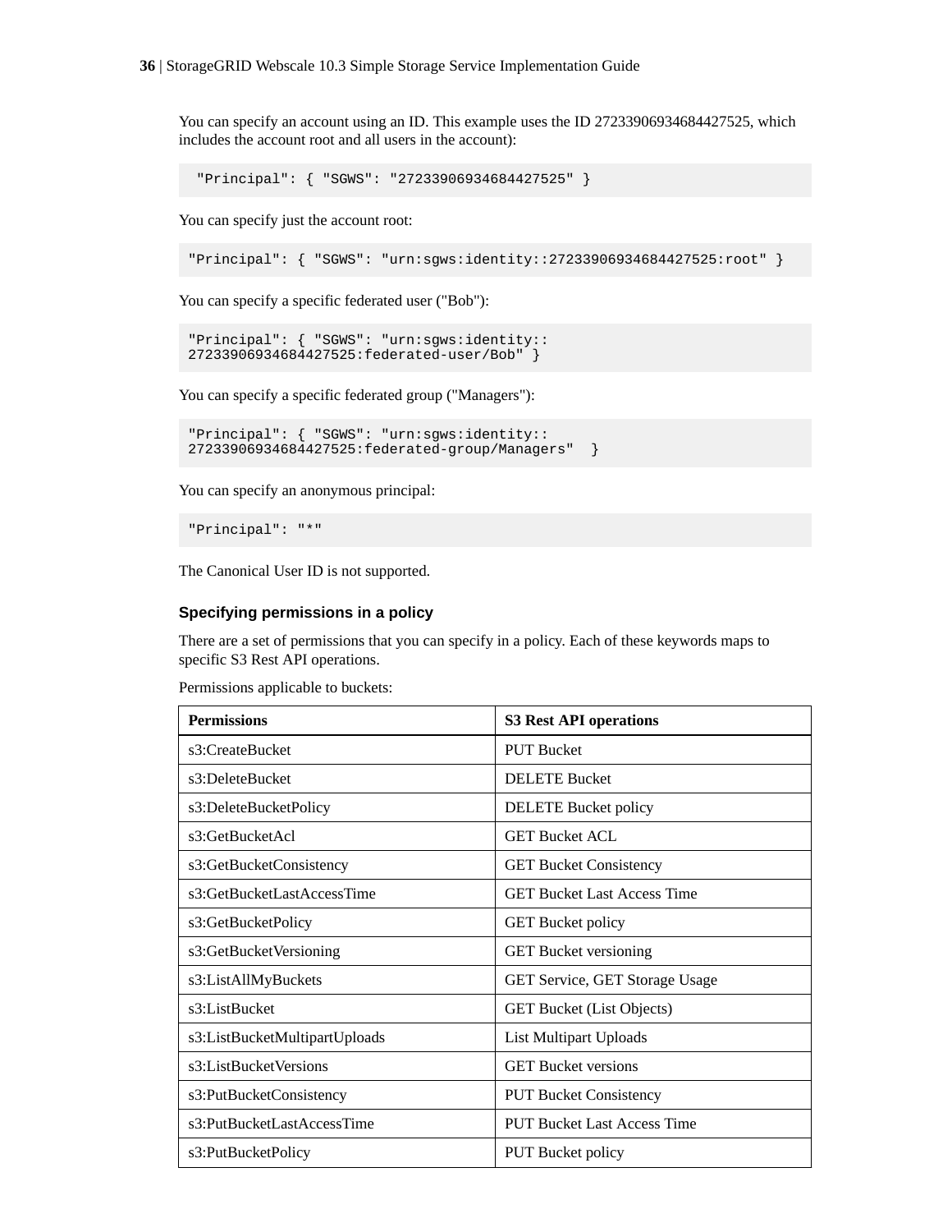You can specify an account using an ID. This example uses the ID 27233906934684427525, which includes the account root and all users in the account):

```
 "Principal": { "SGWS": "27233906934684427525" }
```

You can specify just the account root:

```
"Principal": { "SGWS": "urn:sgws:identity::27233906934684427525:root" }
```

You can specify a specific federated user ("Bob"):

```
"Principal": { "SGWS": "urn:sgws:identity::
27233906934684427525:federated-user/Bob" }
```

You can specify a specific federated group ("Managers"):

```
"Principal": { "SGWS": "urn:sgws:identity::
27233906934684427525:federated-group/Managers"  }
```

You can specify an anonymous principal:

```
"Principal": "*"
```

The Canonical User ID is not supported.

### Specifying permissions in a policy

There are a set of permissions that you can specify in a policy. Each of these keywords maps to specific S3 Rest API operations.

Permissions applicable to buckets:

| Permissions | S3 Rest API operations |
|---|---|
| s3:CreateBucket | PUT Bucket |
| s3:DeleteBucket | DELETE Bucket |
| s3:DeleteBucketPolicy | DELETE Bucket policy |
| s3:GetBucketAcl | GET Bucket ACL |
| s3:GetBucketConsistency | GET Bucket Consistency |
| s3:GetBucketLastAccessTime | GET Bucket Last Access Time |
| s3:GetBucketPolicy | GET Bucket policy |
| s3:GetBucketVersioning | GET Bucket versioning |
| s3:ListAllMyBuckets | GET Service, GET Storage Usage |
| s3:ListBucket | GET Bucket (List Objects) |
| s3:ListBucketMultipartUploads | List Multipart Uploads |
| s3:ListBucketVersions | GET Bucket versions |
| s3:PutBucketConsistency | PUT Bucket Consistency |
| s3:PutBucketLastAccessTime | PUT Bucket Last Access Time |
| s3:PutBucketPolicy | PUT Bucket policy |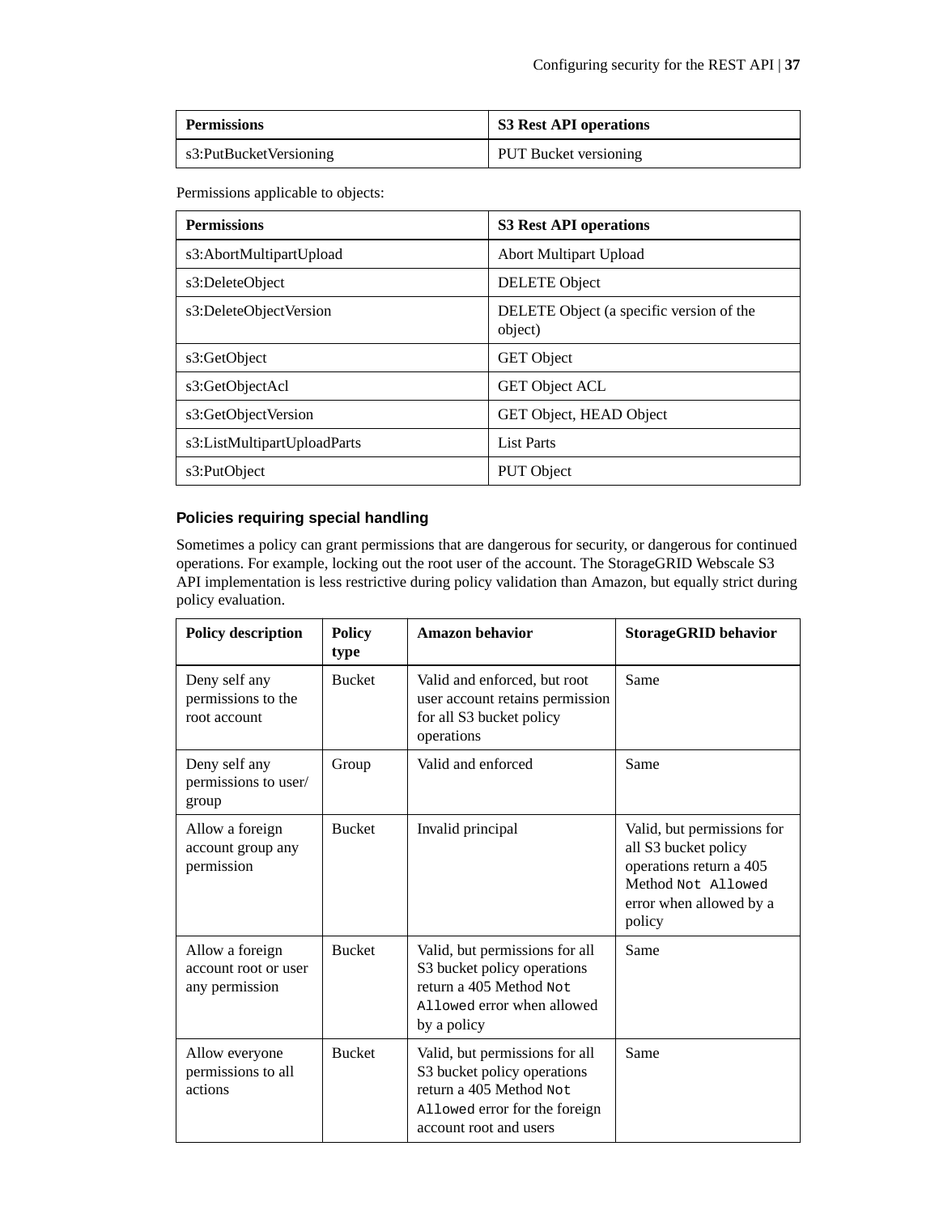| Permissions | S3 Rest API operations |
| --- | --- |
| s3:PutBucketVersioning | PUT Bucket versioning |

Permissions applicable to objects:

| Permissions | S3 Rest API operations |
| --- | --- |
| s3:AbortMultipartUpload | Abort Multipart Upload |
| s3:DeleteObject | DELETE Object |
| s3:DeleteObjectVersion | DELETE Object (a specific version of the object) |
| s3:GetObject | GET Object |
| s3:GetObjectAcl | GET Object ACL |
| s3:GetObjectVersion | GET Object, HEAD Object |
| s3:ListMultipartUploadParts | List Parts |
| s3:PutObject | PUT Object |

#### Policies requiring special handling

Sometimes a policy can grant permissions that are dangerous for security, or dangerous for continued operations. For example, locking out the root user of the account. The StorageGRID Webscale S3 API implementation is less restrictive during policy validation than Amazon, but equally strict during policy evaluation.

| Policy description | Policy type | Amazon behavior | StorageGRID behavior |
| --- | --- | --- | --- |
| Deny self any permissions to the root account | Bucket | Valid and enforced, but root user account retains permission for all S3 bucket policy operations | Same |
| Deny self any permissions to user/group | Group | Valid and enforced | Same |
| Allow a foreign account group any permission | Bucket | Invalid principal | Valid, but permissions for all S3 bucket policy operations return a 405 Method `Not Allowed` error when allowed by a policy |
| Allow a foreign account root or user any permission | Bucket | Valid, but permissions for all S3 bucket policy operations return a 405 Method `Not Allowed` error when allowed by a policy | Same |
| Allow everyone permissions to all actions | Bucket | Valid, but permissions for all S3 bucket policy operations return a 405 Method `Not Allowed` error for the foreign account root and users | Same |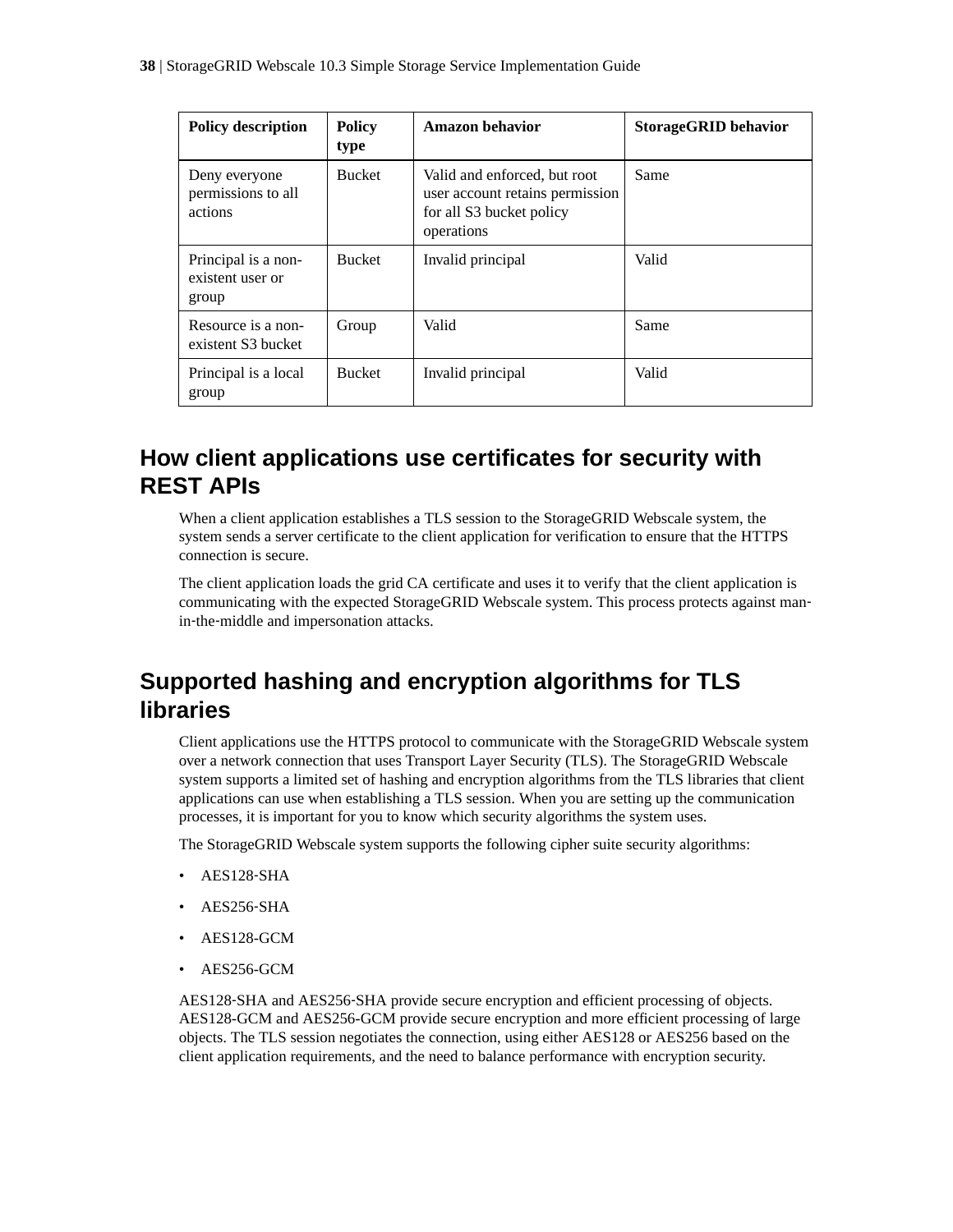| Policy description | Policy type | Amazon behavior | StorageGRID behavior |
|---|---|---|---|
| Deny everyone permissions to all actions | Bucket | Valid and enforced, but root user account retains permission for all S3 bucket policy operations | Same |
| Principal is a non-existent user or group | Bucket | Invalid principal | Valid |
| Resource is a non-existent S3 bucket | Group | Valid | Same |
| Principal is a local group | Bucket | Invalid principal | Valid |

## How client applications use certificates for security with REST APIs

When a client application establishes a TLS session to the StorageGRID Webscale system, the system sends a server certificate to the client application for verification to ensure that the HTTPS connection is secure.

The client application loads the grid CA certificate and uses it to verify that the client application is communicating with the expected StorageGRID Webscale system. This process protects against man-in-the-middle and impersonation attacks.

## Supported hashing and encryption algorithms for TLS libraries

Client applications use the HTTPS protocol to communicate with the StorageGRID Webscale system over a network connection that uses Transport Layer Security (TLS). The StorageGRID Webscale system supports a limited set of hashing and encryption algorithms from the TLS libraries that client applications can use when establishing a TLS session. When you are setting up the communication processes, it is important for you to know which security algorithms the system uses.

The StorageGRID Webscale system supports the following cipher suite security algorithms:

- AES128-SHA
- AES256-SHA
- AES128-GCM
- AES256-GCM

AES128-SHA and AES256-SHA provide secure encryption and efficient processing of objects. AES128-GCM and AES256-GCM provide secure encryption and more efficient processing of large objects. The TLS session negotiates the connection, using either AES128 or AES256 based on the client application requirements, and the need to balance performance with encryption security.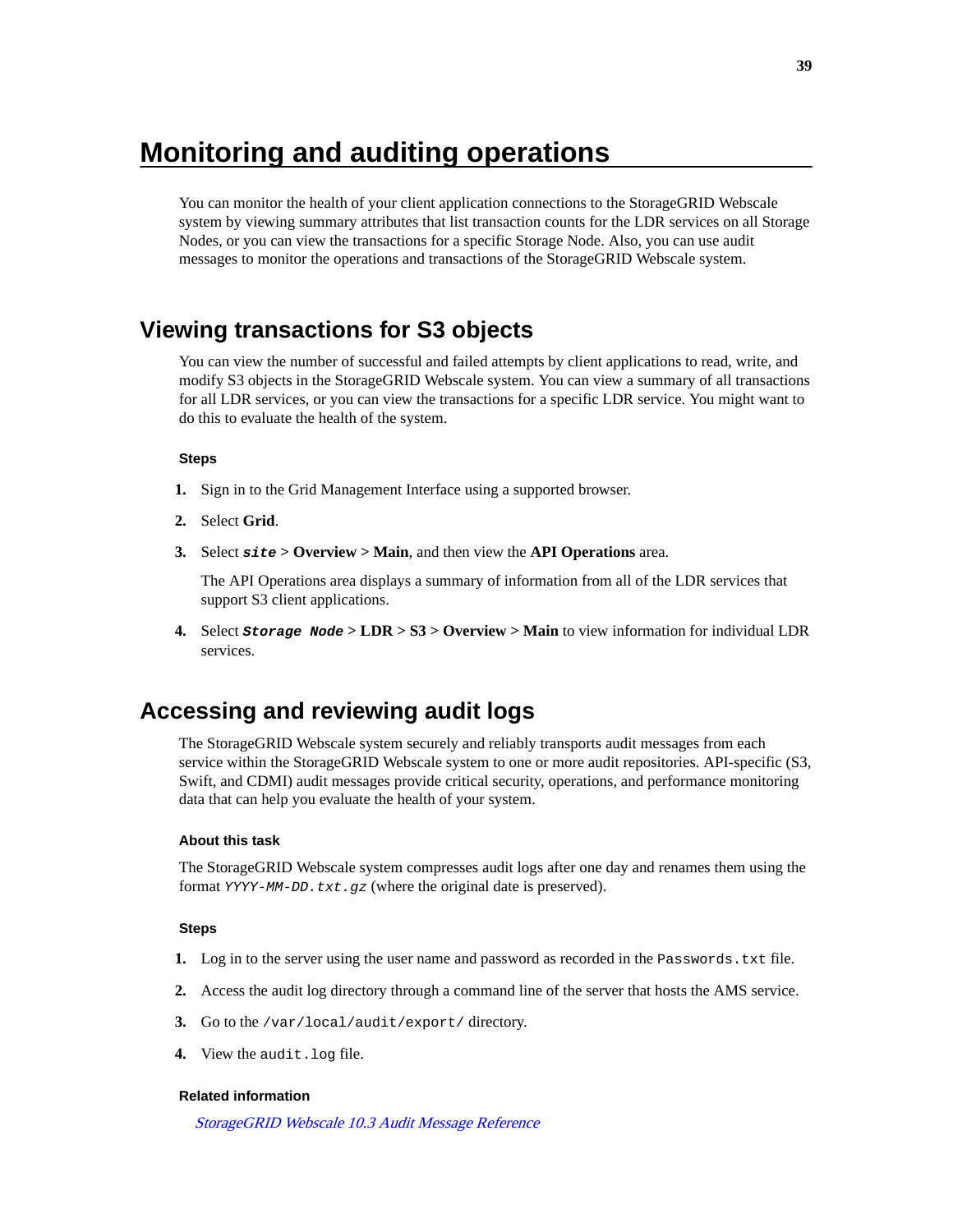# Monitoring and auditing operations

You can monitor the health of your client application connections to the StorageGRID Webscale system by viewing summary attributes that list transaction counts for the LDR services on all Storage Nodes, or you can view the transactions for a specific Storage Node. Also, you can use audit messages to monitor the operations and transactions of the StorageGRID Webscale system.

## Viewing transactions for S3 objects

You can view the number of successful and failed attempts by client applications to read, write, and modify S3 objects in the StorageGRID Webscale system. You can view a summary of all transactions for all LDR services, or you can view the transactions for a specific LDR service. You might want to do this to evaluate the health of the system.

#### Steps

1. Sign in to the Grid Management Interface using a supported browser.
2. Select **Grid**.
3. Select ***`site`*** **> Overview > Main**, and then view the **API Operations** area.

   The API Operations area displays a summary of information from all of the LDR services that support S3 client applications.
4. Select ***`Storage Node`*** **> LDR > S3 > Overview > Main** to view information for individual LDR services.

## Accessing and reviewing audit logs

The StorageGRID Webscale system securely and reliably transports audit messages from each service within the StorageGRID Webscale system to one or more audit repositories. API-specific (S3, Swift, and CDMI) audit messages provide critical security, operations, and performance monitoring data that can help you evaluate the health of your system.

#### About this task

The StorageGRID Webscale system compresses audit logs after one day and renames them using the format *`YYYY-MM-DD`*`.txt.gz` (where the original date is preserved).

#### Steps

1. Log in to the server using the user name and password as recorded in the `Passwords.txt` file.
2. Access the audit log directory through a command line of the server that hosts the AMS service.
3. Go to the `/var/local/audit/export/` directory.
4. View the `audit.log` file.

#### Related information

*StorageGRID Webscale 10.3 Audit Message Reference*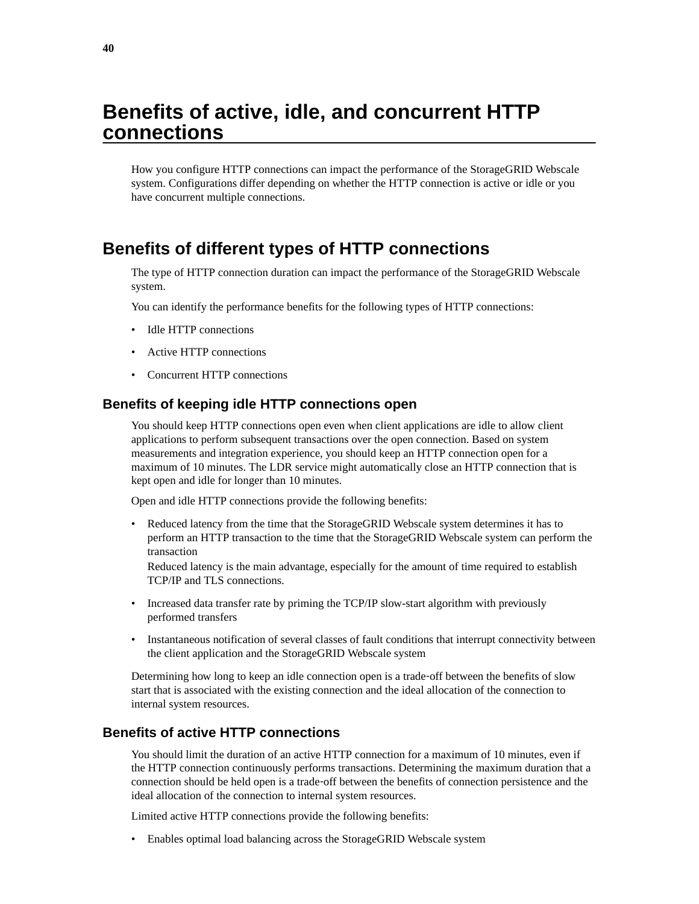# Benefits of active, idle, and concurrent HTTP connections

How you configure HTTP connections can impact the performance of the StorageGRID Webscale system. Configurations differ depending on whether the HTTP connection is active or idle or you have concurrent multiple connections.

## Benefits of different types of HTTP connections

The type of HTTP connection duration can impact the performance of the StorageGRID Webscale system.

You can identify the performance benefits for the following types of HTTP connections:

- Idle HTTP connections
- Active HTTP connections
- Concurrent HTTP connections

### Benefits of keeping idle HTTP connections open

You should keep HTTP connections open even when client applications are idle to allow client applications to perform subsequent transactions over the open connection. Based on system measurements and integration experience, you should keep an HTTP connection open for a maximum of 10 minutes. The LDR service might automatically close an HTTP connection that is kept open and idle for longer than 10 minutes.

Open and idle HTTP connections provide the following benefits:

- Reduced latency from the time that the StorageGRID Webscale system determines it has to perform an HTTP transaction to the time that the StorageGRID Webscale system can perform the transaction
  Reduced latency is the main advantage, especially for the amount of time required to establish TCP/IP and TLS connections.
- Increased data transfer rate by priming the TCP/IP slow-start algorithm with previously performed transfers
- Instantaneous notification of several classes of fault conditions that interrupt connectivity between the client application and the StorageGRID Webscale system

Determining how long to keep an idle connection open is a trade-off between the benefits of slow start that is associated with the existing connection and the ideal allocation of the connection to internal system resources.

### Benefits of active HTTP connections

You should limit the duration of an active HTTP connection for a maximum of 10 minutes, even if the HTTP connection continuously performs transactions. Determining the maximum duration that a connection should be held open is a trade-off between the benefits of connection persistence and the ideal allocation of the connection to internal system resources.

Limited active HTTP connections provide the following benefits:

- Enables optimal load balancing across the StorageGRID Webscale system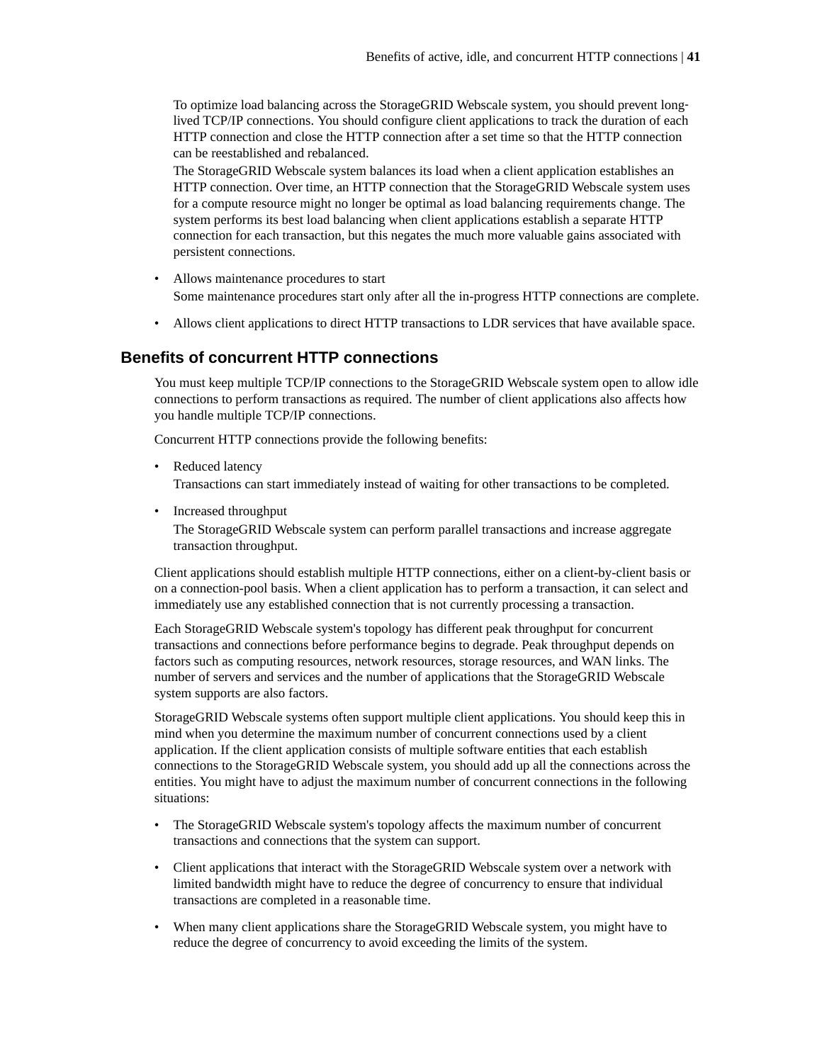To optimize load balancing across the StorageGRID Webscale system, you should prevent long-lived TCP/IP connections. You should configure client applications to track the duration of each HTTP connection and close the HTTP connection after a set time so that the HTTP connection can be reestablished and rebalanced.

The StorageGRID Webscale system balances its load when a client application establishes an HTTP connection. Over time, an HTTP connection that the StorageGRID Webscale system uses for a compute resource might no longer be optimal as load balancing requirements change. The system performs its best load balancing when client applications establish a separate HTTP connection for each transaction, but this negates the much more valuable gains associated with persistent connections.

- Allows maintenance procedures to start
  Some maintenance procedures start only after all the in-progress HTTP connections are complete.
- Allows client applications to direct HTTP transactions to LDR services that have available space.

## Benefits of concurrent HTTP connections

You must keep multiple TCP/IP connections to the StorageGRID Webscale system open to allow idle connections to perform transactions as required. The number of client applications also affects how you handle multiple TCP/IP connections.

Concurrent HTTP connections provide the following benefits:

- Reduced latency
  Transactions can start immediately instead of waiting for other transactions to be completed.
- Increased throughput
  The StorageGRID Webscale system can perform parallel transactions and increase aggregate transaction throughput.

Client applications should establish multiple HTTP connections, either on a client-by-client basis or on a connection-pool basis. When a client application has to perform a transaction, it can select and immediately use any established connection that is not currently processing a transaction.

Each StorageGRID Webscale system's topology has different peak throughput for concurrent transactions and connections before performance begins to degrade. Peak throughput depends on factors such as computing resources, network resources, storage resources, and WAN links. The number of servers and services and the number of applications that the StorageGRID Webscale system supports are also factors.

StorageGRID Webscale systems often support multiple client applications. You should keep this in mind when you determine the maximum number of concurrent connections used by a client application. If the client application consists of multiple software entities that each establish connections to the StorageGRID Webscale system, you should add up all the connections across the entities. You might have to adjust the maximum number of concurrent connections in the following situations:

- The StorageGRID Webscale system's topology affects the maximum number of concurrent transactions and connections that the system can support.
- Client applications that interact with the StorageGRID Webscale system over a network with limited bandwidth might have to reduce the degree of concurrency to ensure that individual transactions are completed in a reasonable time.
- When many client applications share the StorageGRID Webscale system, you might have to reduce the degree of concurrency to avoid exceeding the limits of the system.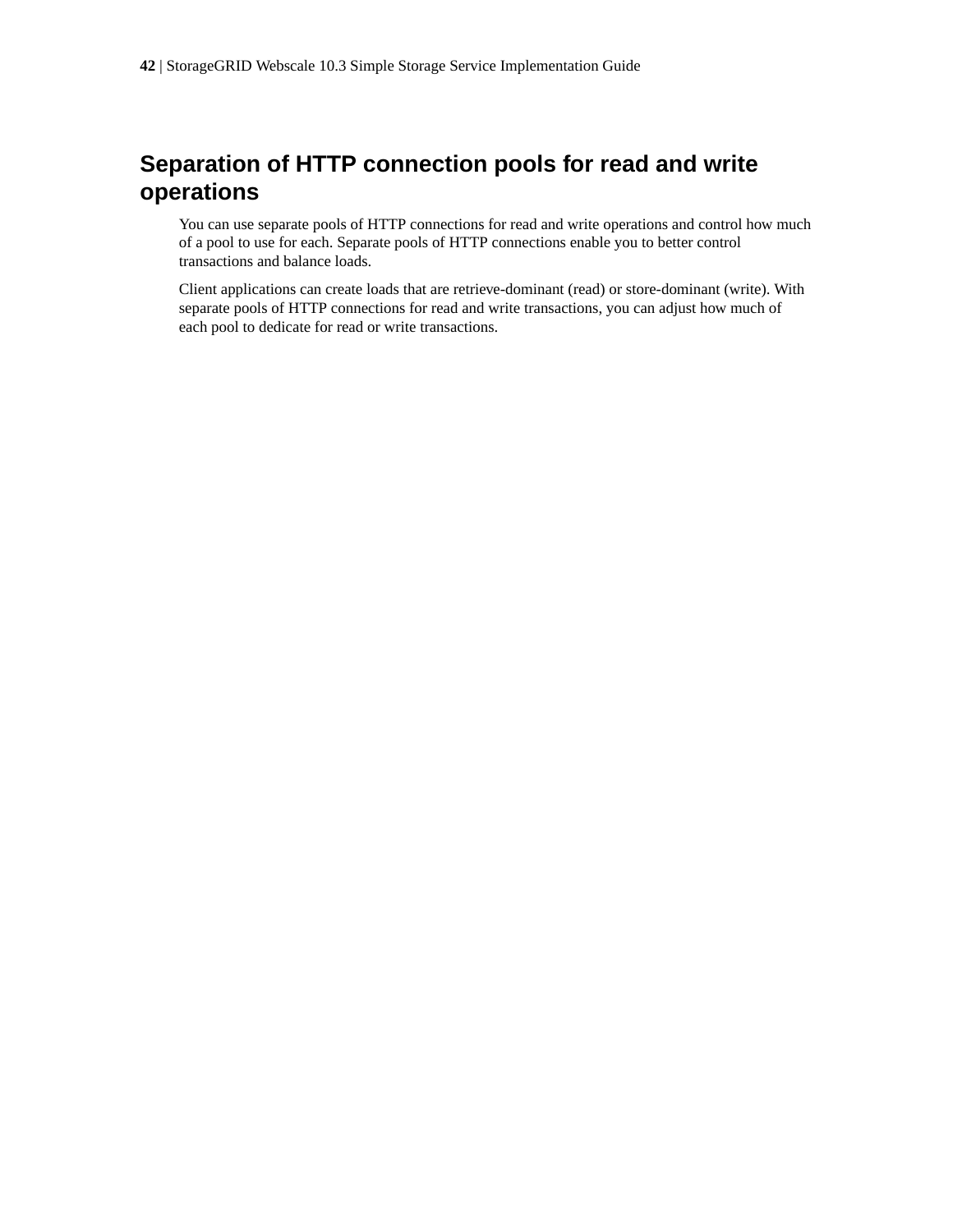## Separation of HTTP connection pools for read and write operations

You can use separate pools of HTTP connections for read and write operations and control how much of a pool to use for each. Separate pools of HTTP connections enable you to better control transactions and balance loads.

Client applications can create loads that are retrieve-dominant (read) or store-dominant (write). With separate pools of HTTP connections for read and write transactions, you can adjust how much of each pool to dedicate for read or write transactions.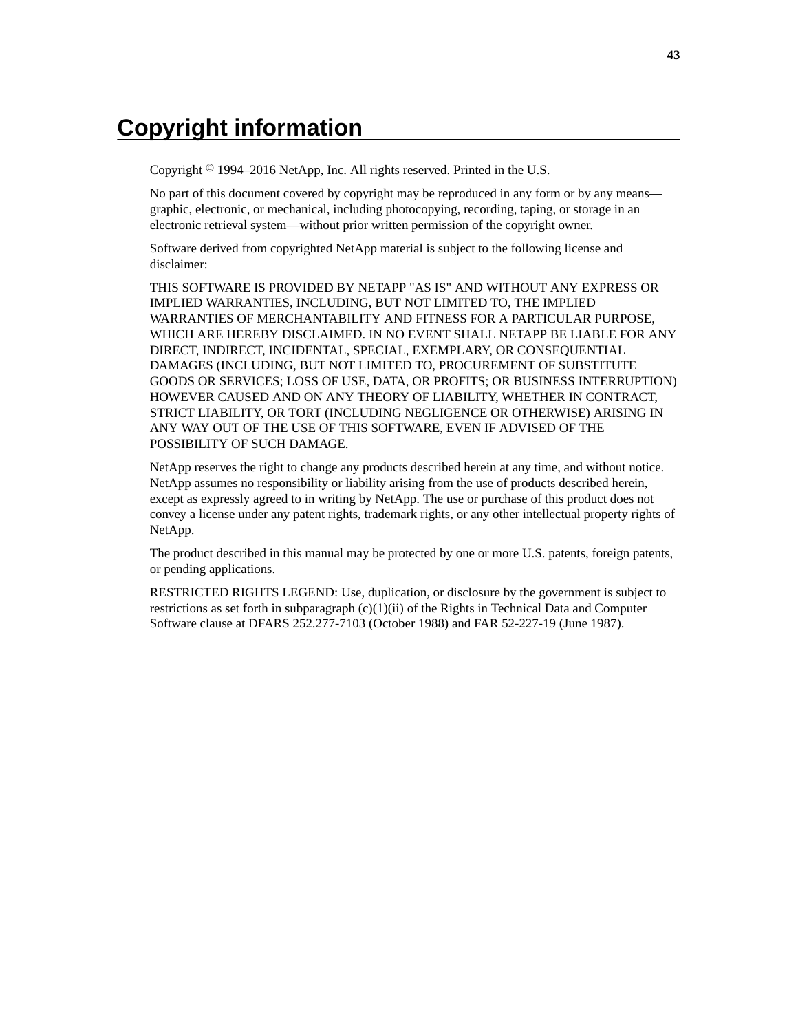# Copyright information

Copyright © 1994–2016 NetApp, Inc. All rights reserved. Printed in the U.S.

No part of this document covered by copyright may be reproduced in any form or by any means—graphic, electronic, or mechanical, including photocopying, recording, taping, or storage in an electronic retrieval system—without prior written permission of the copyright owner.

Software derived from copyrighted NetApp material is subject to the following license and disclaimer:

THIS SOFTWARE IS PROVIDED BY NETAPP "AS IS" AND WITHOUT ANY EXPRESS OR IMPLIED WARRANTIES, INCLUDING, BUT NOT LIMITED TO, THE IMPLIED WARRANTIES OF MERCHANTABILITY AND FITNESS FOR A PARTICULAR PURPOSE, WHICH ARE HEREBY DISCLAIMED. IN NO EVENT SHALL NETAPP BE LIABLE FOR ANY DIRECT, INDIRECT, INCIDENTAL, SPECIAL, EXEMPLARY, OR CONSEQUENTIAL DAMAGES (INCLUDING, BUT NOT LIMITED TO, PROCUREMENT OF SUBSTITUTE GOODS OR SERVICES; LOSS OF USE, DATA, OR PROFITS; OR BUSINESS INTERRUPTION) HOWEVER CAUSED AND ON ANY THEORY OF LIABILITY, WHETHER IN CONTRACT, STRICT LIABILITY, OR TORT (INCLUDING NEGLIGENCE OR OTHERWISE) ARISING IN ANY WAY OUT OF THE USE OF THIS SOFTWARE, EVEN IF ADVISED OF THE POSSIBILITY OF SUCH DAMAGE.

NetApp reserves the right to change any products described herein at any time, and without notice. NetApp assumes no responsibility or liability arising from the use of products described herein, except as expressly agreed to in writing by NetApp. The use or purchase of this product does not convey a license under any patent rights, trademark rights, or any other intellectual property rights of NetApp.

The product described in this manual may be protected by one or more U.S. patents, foreign patents, or pending applications.

RESTRICTED RIGHTS LEGEND: Use, duplication, or disclosure by the government is subject to restrictions as set forth in subparagraph (c)(1)(ii) of the Rights in Technical Data and Computer Software clause at DFARS 252.277-7103 (October 1988) and FAR 52-227-19 (June 1987).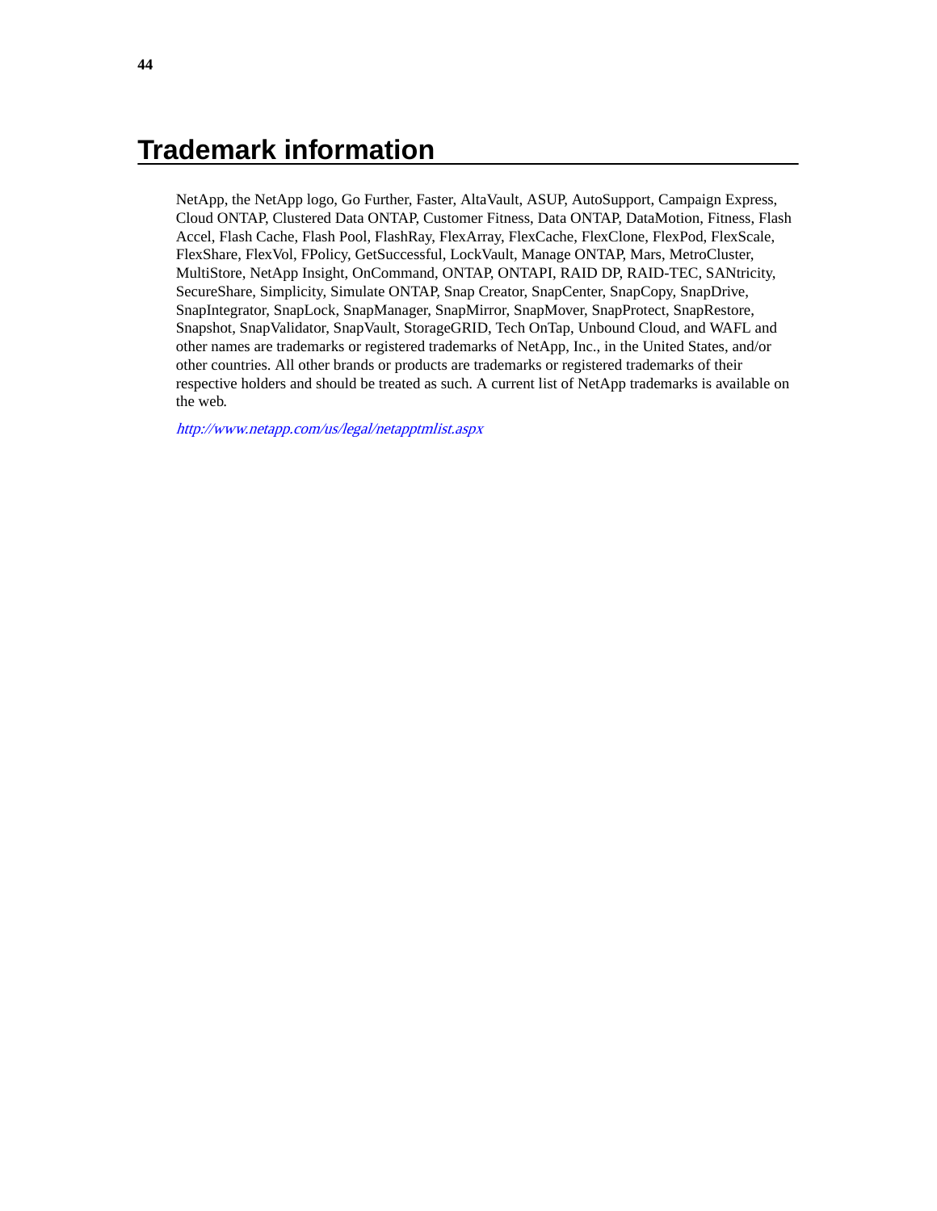# Trademark information

NetApp, the NetApp logo, Go Further, Faster, AltaVault, ASUP, AutoSupport, Campaign Express, Cloud ONTAP, Clustered Data ONTAP, Customer Fitness, Data ONTAP, DataMotion, Fitness, Flash Accel, Flash Cache, Flash Pool, FlashRay, FlexArray, FlexCache, FlexClone, FlexPod, FlexScale, FlexShare, FlexVol, FPolicy, GetSuccessful, LockVault, Manage ONTAP, Mars, MetroCluster, MultiStore, NetApp Insight, OnCommand, ONTAP, ONTAPI, RAID DP, RAID-TEC, SANtricity, SecureShare, Simplicity, Simulate ONTAP, Snap Creator, SnapCenter, SnapCopy, SnapDrive, SnapIntegrator, SnapLock, SnapManager, SnapMirror, SnapMover, SnapProtect, SnapRestore, Snapshot, SnapValidator, SnapVault, StorageGRID, Tech OnTap, Unbound Cloud, and WAFL and other names are trademarks or registered trademarks of NetApp, Inc., in the United States, and/or other countries. All other brands or products are trademarks or registered trademarks of their respective holders and should be treated as such. A current list of NetApp trademarks is available on the web.

*http://www.netapp.com/us/legal/netapptmlist.aspx*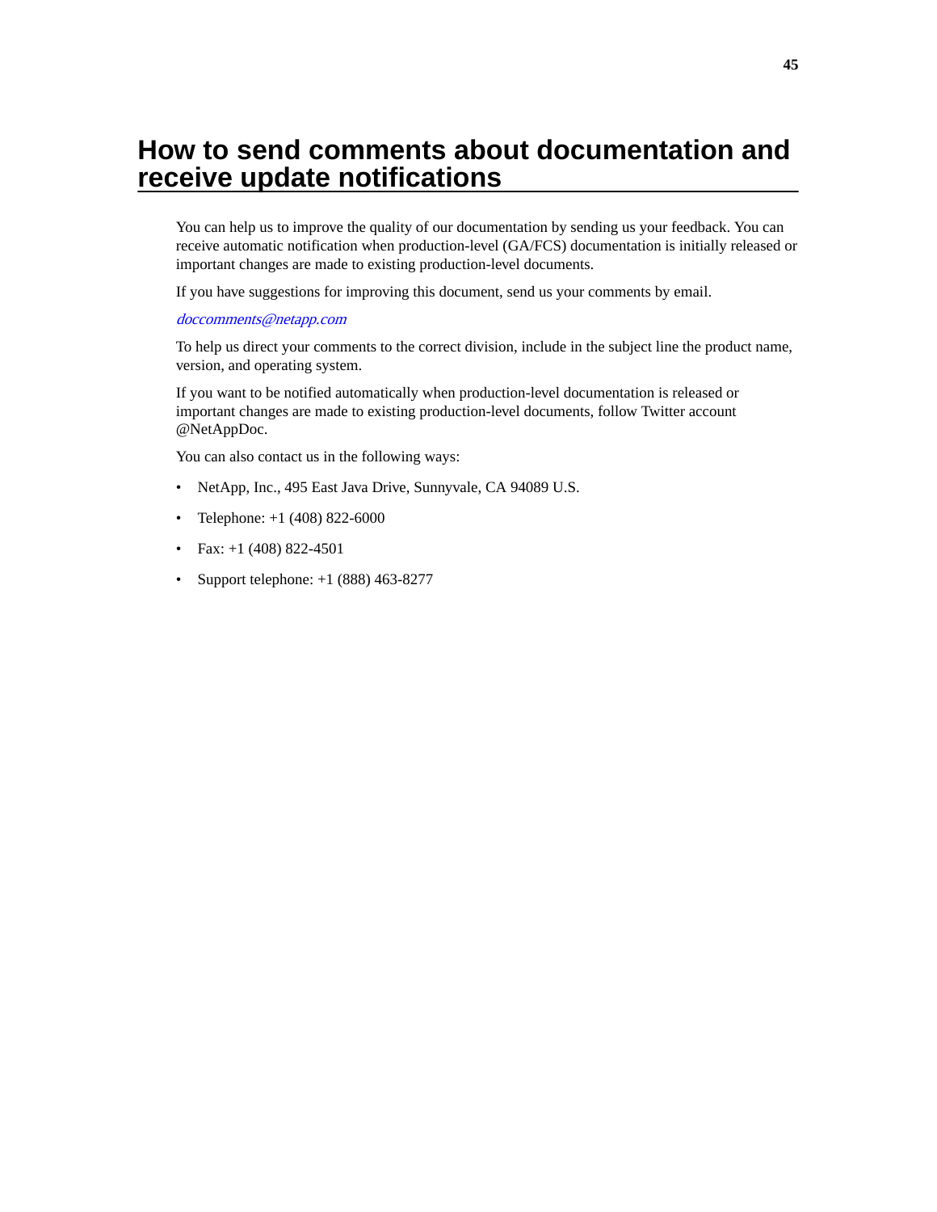# How to send comments about documentation and receive update notifications

You can help us to improve the quality of our documentation by sending us your feedback. You can receive automatic notification when production-level (GA/FCS) documentation is initially released or important changes are made to existing production-level documents.

If you have suggestions for improving this document, send us your comments by email.

*doccomments@netapp.com*

To help us direct your comments to the correct division, include in the subject line the product name, version, and operating system.

If you want to be notified automatically when production-level documentation is released or important changes are made to existing production-level documents, follow Twitter account @NetAppDoc.

You can also contact us in the following ways:

- NetApp, Inc., 495 East Java Drive, Sunnyvale, CA 94089 U.S.
- Telephone: +1 (408) 822-6000
- Fax: +1 (408) 822-4501
- Support telephone: +1 (888) 463-8277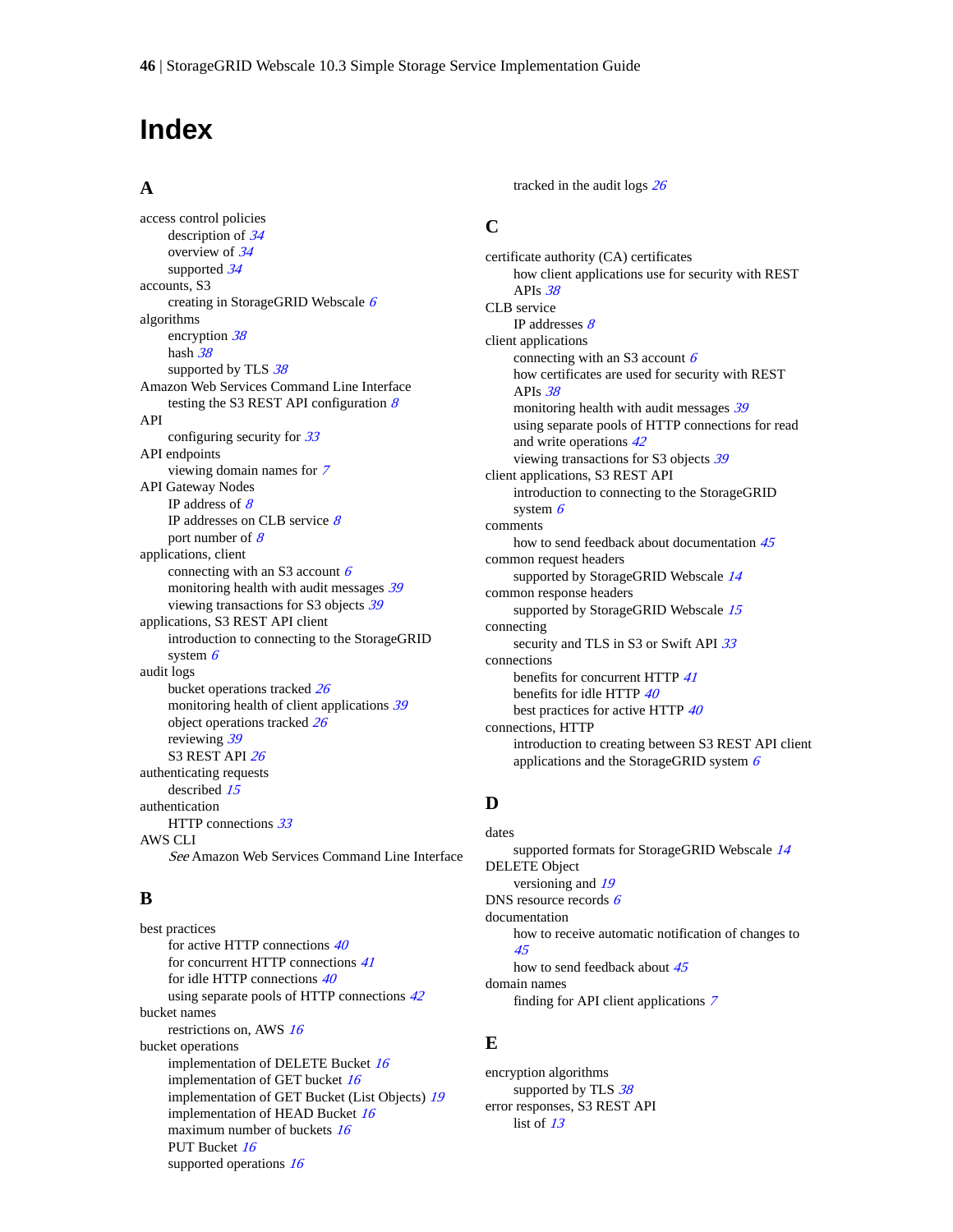# Index

## A

access control policies
- description of *34*
- overview of *34*
- supported *34*

accounts, S3
- creating in StorageGRID Webscale *6*

algorithms
- encryption *38*
- hash *38*
- supported by TLS *38*

Amazon Web Services Command Line Interface
- testing the S3 REST API configuration *8*

API
- configuring security for *33*

API endpoints
- viewing domain names for *7*

API Gateway Nodes
- IP address of *8*
- IP addresses on CLB service *8*
- port number of *8*

applications, client
- connecting with an S3 account *6*
- monitoring health with audit messages *39*
- viewing transactions for S3 objects *39*

applications, S3 REST API client
- introduction to connecting to the StorageGRID system *6*

audit logs
- bucket operations tracked *26*
- monitoring health of client applications *39*
- object operations tracked *26*
- reviewing *39*
- S3 REST API *26*

authenticating requests
- described *15*

authentication
- HTTP connections *33*

AWS CLI
- *See* Amazon Web Services Command Line Interface

## B

best practices
- for active HTTP connections *40*
- for concurrent HTTP connections *41*
- for idle HTTP connections *40*
- using separate pools of HTTP connections *42*

bucket names
- restrictions on, AWS *16*

bucket operations
- implementation of DELETE Bucket *16*
- implementation of GET bucket *16*
- implementation of GET Bucket (List Objects) *19*
- implementation of HEAD Bucket *16*
- maximum number of buckets *16*
- PUT Bucket *16*
- supported operations *16*
- tracked in the audit logs *26*

## C

certificate authority (CA) certificates
- how client applications use for security with REST APIs *38*

CLB service
- IP addresses *8*

client applications
- connecting with an S3 account *6*
- how certificates are used for security with REST APIs *38*
- monitoring health with audit messages *39*
- using separate pools of HTTP connections for read and write operations *42*
- viewing transactions for S3 objects *39*

client applications, S3 REST API
- introduction to connecting to the StorageGRID system *6*

comments
- how to send feedback about documentation *45*

common request headers
- supported by StorageGRID Webscale *14*

common response headers
- supported by StorageGRID Webscale *15*

connecting
- security and TLS in S3 or Swift API *33*

connections
- benefits for concurrent HTTP *41*
- benefits for idle HTTP *40*
- best practices for active HTTP *40*

connections, HTTP
- introduction to creating between S3 REST API client applications and the StorageGRID system *6*

## D

dates
- supported formats for StorageGRID Webscale *14*

DELETE Object
- versioning and *19*

DNS resource records *6*

documentation
- how to receive automatic notification of changes to *45*
- how to send feedback about *45*

domain names
- finding for API client applications *7*

## E

encryption algorithms
- supported by TLS *38*

error responses, S3 REST API
- list of *13*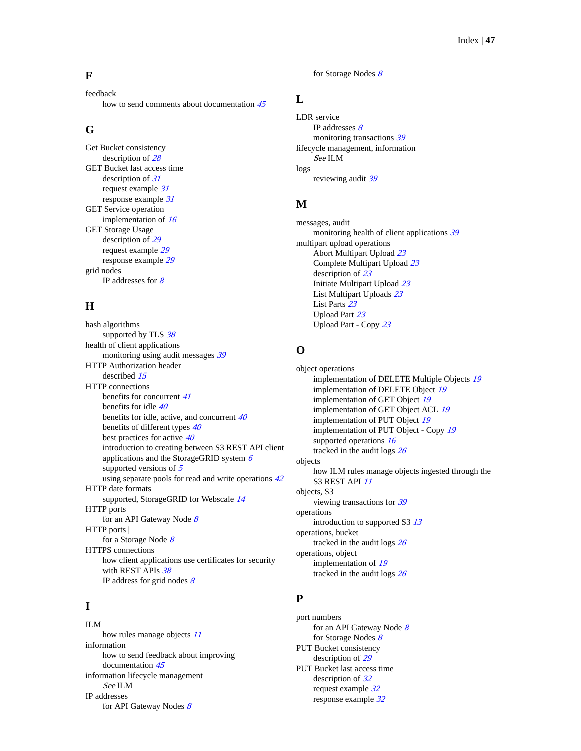## F

feedback
- how to send comments about documentation *45*

## G

Get Bucket consistency
- description of *28*

GET Bucket last access time
- description of *31*
- request example *31*
- response example *31*

GET Service operation
- implementation of *16*

GET Storage Usage
- description of *29*
- request example *29*
- response example *29*

grid nodes
- IP addresses for *8*

## H

hash algorithms
- supported by TLS *38*

health of client applications
- monitoring using audit messages *39*

HTTP Authorization header
- described *15*

HTTP connections
- benefits for concurrent *41*
- benefits for idle *40*
- benefits for idle, active, and concurrent *40*
- benefits of different types *40*
- best practices for active *40*
- introduction to creating between S3 REST API client applications and the StorageGRID system *6*
- supported versions of *5*
- using separate pools for read and write operations *42*

HTTP date formats
- supported, StorageGRID for Webscale *14*

HTTP ports
- for an API Gateway Node *8*

HTTP ports |
- for a Storage Node *8*

HTTPS connections
- how client applications use certificates for security with REST APIs *38*
- IP address for grid nodes *8*

## I

ILM
- how rules manage objects *11*

information
- how to send feedback about improving documentation *45*

information lifecycle management
- *See* ILM

IP addresses
- for API Gateway Nodes *8*
- for Storage Nodes *8*

## L

LDR service
- IP addresses *8*
- monitoring transactions *39*

lifecycle management, information
- *See* ILM

logs
- reviewing audit *39*

## M

messages, audit
- monitoring health of client applications *39*

multipart upload operations
- Abort Multipart Upload *23*
- Complete Multipart Upload *23*
- description of *23*
- Initiate Multipart Upload *23*
- List Multipart Uploads *23*
- List Parts *23*
- Upload Part *23*
- Upload Part - Copy *23*

## O

object operations
- implementation of DELETE Multiple Objects *19*
- implementation of DELETE Object *19*
- implementation of GET Object *19*
- implementation of GET Object ACL *19*
- implementation of PUT Object *19*
- implementation of PUT Object - Copy *19*
- supported operations *16*
- tracked in the audit logs *26*

objects
- how ILM rules manage objects ingested through the S3 REST API *11*

objects, S3
- viewing transactions for *39*

operations
- introduction to supported S3 *13*

operations, bucket
- tracked in the audit logs *26*

operations, object
- implementation of *19*
- tracked in the audit logs *26*

## P

port numbers
- for an API Gateway Node *8*
- for Storage Nodes *8*

PUT Bucket consistency
- description of *29*

PUT Bucket last access time
- description of *32*
- request example *32*
- response example *32*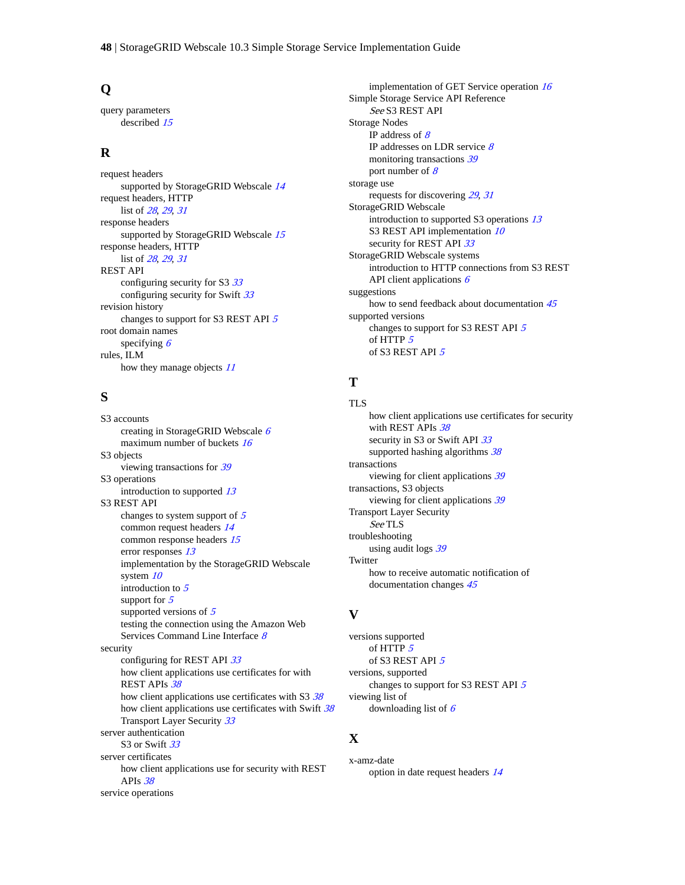## Q

query parameters
- described 15

## R

request headers
- supported by StorageGRID Webscale 14

request headers, HTTP
- list of 28, 29, 31

response headers
- supported by StorageGRID Webscale 15

response headers, HTTP
- list of 28, 29, 31

REST API
- configuring security for S3 33
- configuring security for Swift 33

revision history
- changes to support for S3 REST API 5

root domain names
- specifying 6

rules, ILM
- how they manage objects 11

## S

S3 accounts
- creating in StorageGRID Webscale 6
- maximum number of buckets 16

S3 objects
- viewing transactions for 39

S3 operations
- introduction to supported 13

S3 REST API
- changes to system support of 5
- common request headers 14
- common response headers 15
- error responses 13
- implementation by the StorageGRID Webscale system 10
- introduction to 5
- support for 5
- supported versions of 5
- testing the connection using the Amazon Web Services Command Line Interface 8

security
- configuring for REST API 33
- how client applications use certificates for with REST APIs 38
- how client applications use certificates with S3 38
- how client applications use certificates with Swift 38
- Transport Layer Security 33

server authentication
- S3 or Swift 33

server certificates
- how client applications use for security with REST APIs 38

service operations
- implementation of GET Service operation 16

Simple Storage Service API Reference
- *See* S3 REST API

Storage Nodes
- IP address of 8
- IP addresses on LDR service 8
- monitoring transactions 39
- port number of 8

storage use
- requests for discovering 29, 31

StorageGRID Webscale
- introduction to supported S3 operations 13
- S3 REST API implementation 10
- security for REST API 33

StorageGRID Webscale systems
- introduction to HTTP connections from S3 REST API client applications 6

suggestions
- how to send feedback about documentation 45

supported versions
- changes to support for S3 REST API 5
- of HTTP 5
- of S3 REST API 5

## T

TLS
- how client applications use certificates for security with REST APIs 38
- security in S3 or Swift API 33
- supported hashing algorithms 38

transactions
- viewing for client applications 39

transactions, S3 objects
- viewing for client applications 39

Transport Layer Security
- *See* TLS

troubleshooting
- using audit logs 39

Twitter
- how to receive automatic notification of documentation changes 45

## V

versions supported
- of HTTP 5
- of S3 REST API 5

versions, supported
- changes to support for S3 REST API 5

viewing list of
- downloading list of 6

## X

x-amz-date
- option in date request headers 14